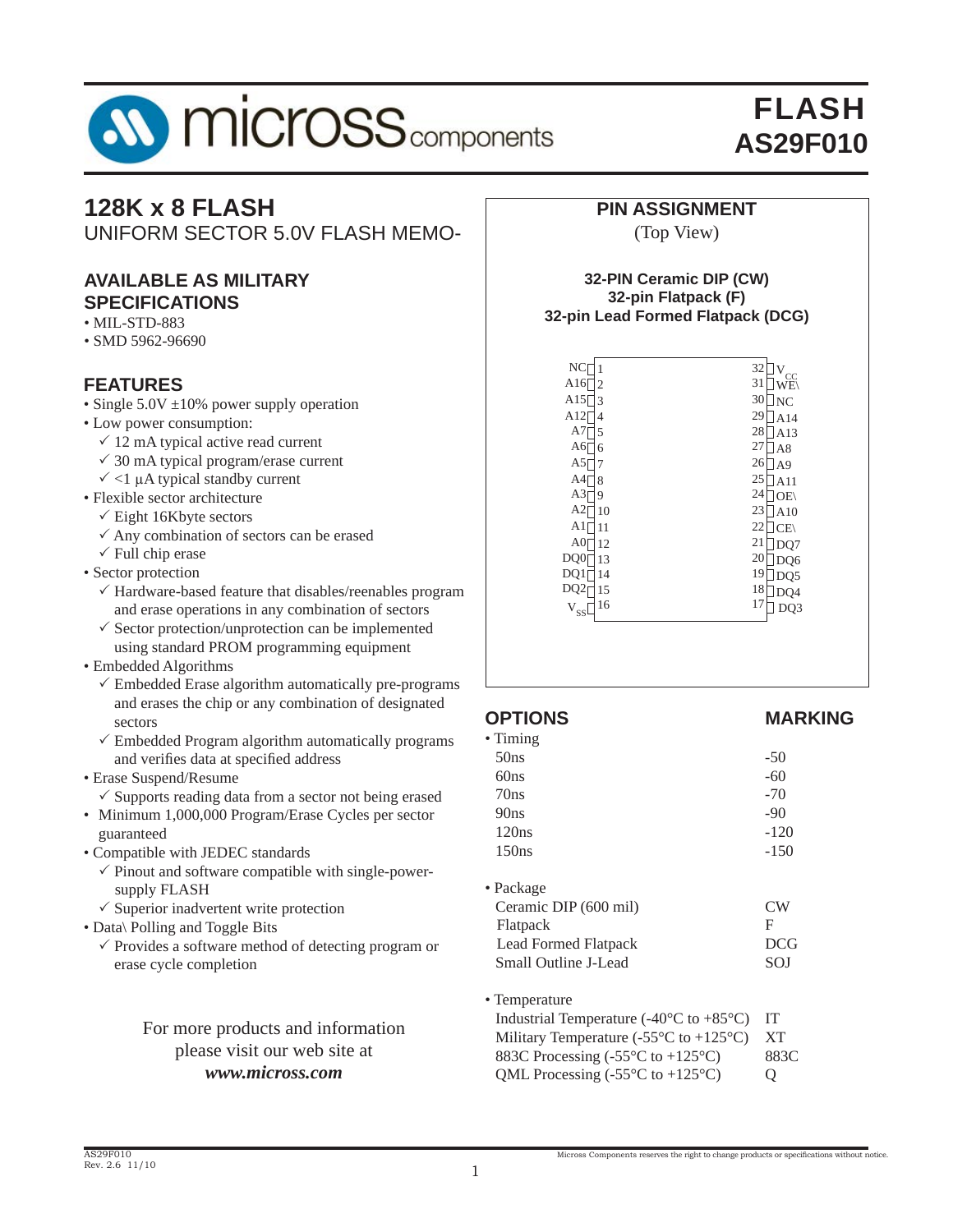# FLASH
# AS29F010

## 128K x 8 FLASH
UNIFORM SECTOR 5.0V FLASH MEMO-

### AVAILABLE AS MILITARY SPECIFICATIONS
- MIL-STD-883
- SMD 5962-96690

### FEATURES
- Single 5.0V ±10% power supply operation
- Low power consumption:
  - ✓ 12 mA typical active read current
  - ✓ 30 mA typical program/erase current
  - ✓ <1 µA typical standby current
- Flexible sector architecture
  - ✓ Eight 16Kbyte sectors
  - ✓ Any combination of sectors can be erased
  - ✓ Full chip erase
- Sector protection
  - ✓ Hardware-based feature that disables/reenables program and erase operations in any combination of sectors
  - ✓ Sector protection/unprotection can be implemented using standard PROM programming equipment
- Embedded Algorithms
  - ✓ Embedded Erase algorithm automatically pre-programs and erases the chip or any combination of designated sectors
  - ✓ Embedded Program algorithm automatically programs and verifies data at specified address
- Erase Suspend/Resume
  - ✓ Supports reading data from a sector not being erased
- Minimum 1,000,000 Program/Erase Cycles per sector guaranteed
- Compatible with JEDEC standards
  - ✓ Pinout and software compatible with single-power-supply FLASH
  - ✓ Superior inadvertent write protection
- Data\ Polling and Toggle Bits
  - ✓ Provides a software method of detecting program or erase cycle completion

For more products and information please visit our web site at ***www.micross.com***

### PIN ASSIGNMENT
(Top View)

**32-PIN Ceramic DIP (CW)**
**32-pin Flatpack (F)**
**32-pin Lead Formed Flatpack (DCG)**

| Pin | Name | Pin | Name |
|---|---|---|---|
| 1 | NC | 32 | $V_{CC}$ |
| 2 | A16 | 31 | WE\ |
| 3 | A15 | 30 | NC |
| 4 | A12 | 29 | A14 |
| 5 | A7 | 28 | A13 |
| 6 | A6 | 27 | A8 |
| 7 | A5 | 26 | A9 |
| 8 | A4 | 25 | A11 |
| 9 | A3 | 24 | OE\ |
| 10 | A2 | 23 | A10 |
| 11 | A1 | 22 | CE\ |
| 12 | A0 | 21 | DQ7 |
| 13 | DQ0 | 20 | DQ6 |
| 14 | DQ1 | 19 | DQ5 |
| 15 | DQ2 | 18 | DQ4 |
| 16 | $V_{SS}$ | 17 | DQ3 |

### OPTIONS

| OPTIONS | MARKING |
|---|---|
| **• Timing** | |
| 50ns | -50 |
| 60ns | -60 |
| 70ns | -70 |
| 90ns | -90 |
| 120ns | -120 |
| 150ns | -150 |
| **• Package** | |
| Ceramic DIP (600 mil) | CW |
| Flatpack | F |
| Lead Formed Flatpack | DCG |
| Small Outline J-Lead | SOJ |
| **• Temperature** | |
| Industrial Temperature (-40°C to +85°C) | IT |
| Military Temperature (-55°C to +125°C) | XT |
| 883C Processing (-55°C to +125°C) | 883C |
| QML Processing (-55°C to +125°C) | Q |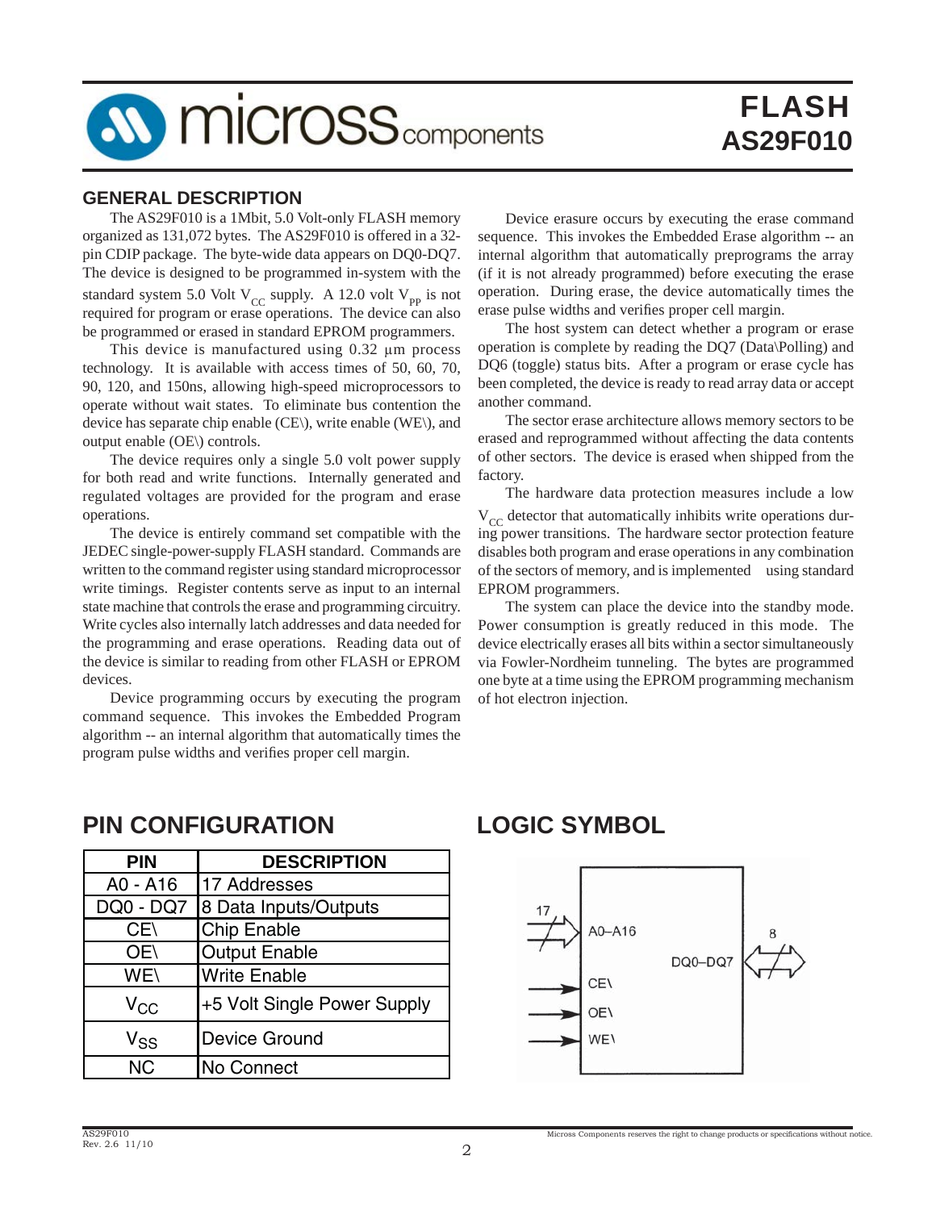# FLASH
# AS29F010

## GENERAL DESCRIPTION

The AS29F010 is a 1Mbit, 5.0 Volt-only FLASH memory organized as 131,072 bytes. The AS29F010 is offered in a 32-pin CDIP package. The byte-wide data appears on DQ0-DQ7. The device is designed to be programmed in-system with the standard system 5.0 Volt $V_{CC}$ supply. A 12.0 volt $V_{PP}$ is not required for program or erase operations. The device can also be programmed or erased in standard EPROM programmers.

This device is manufactured using 0.32 μm process technology. It is available with access times of 50, 60, 70, 90, 120, and 150ns, allowing high-speed microprocessors to operate without wait states. To eliminate bus contention the device has separate chip enable (CE\), write enable (WE\), and output enable (OE\) controls.

The device requires only a single 5.0 volt power supply for both read and write functions. Internally generated and regulated voltages are provided for the program and erase operations.

The device is entirely command set compatible with the JEDEC single-power-supply FLASH standard. Commands are written to the command register using standard microprocessor write timings. Register contents serve as input to an internal state machine that controls the erase and programming circuitry. Write cycles also internally latch addresses and data needed for the programming and erase operations. Reading data out of the device is similar to reading from other FLASH or EPROM devices.

Device programming occurs by executing the program command sequence. This invokes the Embedded Program algorithm -- an internal algorithm that automatically times the program pulse widths and verifies proper cell margin.

Device erasure occurs by executing the erase command sequence. This invokes the Embedded Erase algorithm -- an internal algorithm that automatically preprograms the array (if it is not already programmed) before executing the erase operation. During erase, the device automatically times the erase pulse widths and verifies proper cell margin.

The host system can detect whether a program or erase operation is complete by reading the DQ7 (Data\Polling) and DQ6 (toggle) status bits. After a program or erase cycle has been completed, the device is ready to read array data or accept another command.

The sector erase architecture allows memory sectors to be erased and reprogrammed without affecting the data contents of other sectors. The device is erased when shipped from the factory.

The hardware data protection measures include a low $V_{CC}$ detector that automatically inhibits write operations during power transitions. The hardware sector protection feature disables both program and erase operations in any combination of the sectors of memory, and is implemented using standard EPROM programmers.

The system can place the device into the standby mode. Power consumption is greatly reduced in this mode. The device electrically erases all bits within a sector simultaneously via Fowler-Nordheim tunneling. The bytes are programmed one byte at a time using the EPROM programming mechanism of hot electron injection.

## PIN CONFIGURATION

| PIN | DESCRIPTION |
|---|---|
| A0 - A16 | 17 Addresses |
| DQ0 - DQ7 | 8 Data Inputs/Outputs |
| CE\ | Chip Enable |
| OE\ | Output Enable |
| WE\ | Write Enable |
| $V_{CC}$ | +5 Volt Single Power Supply |
| $V_{SS}$ | Device Ground |
| NC | No Connect |

## LOGIC SYMBOL

17 A0–A16, CE\, OE\, WE\, DQ0–DQ7, 8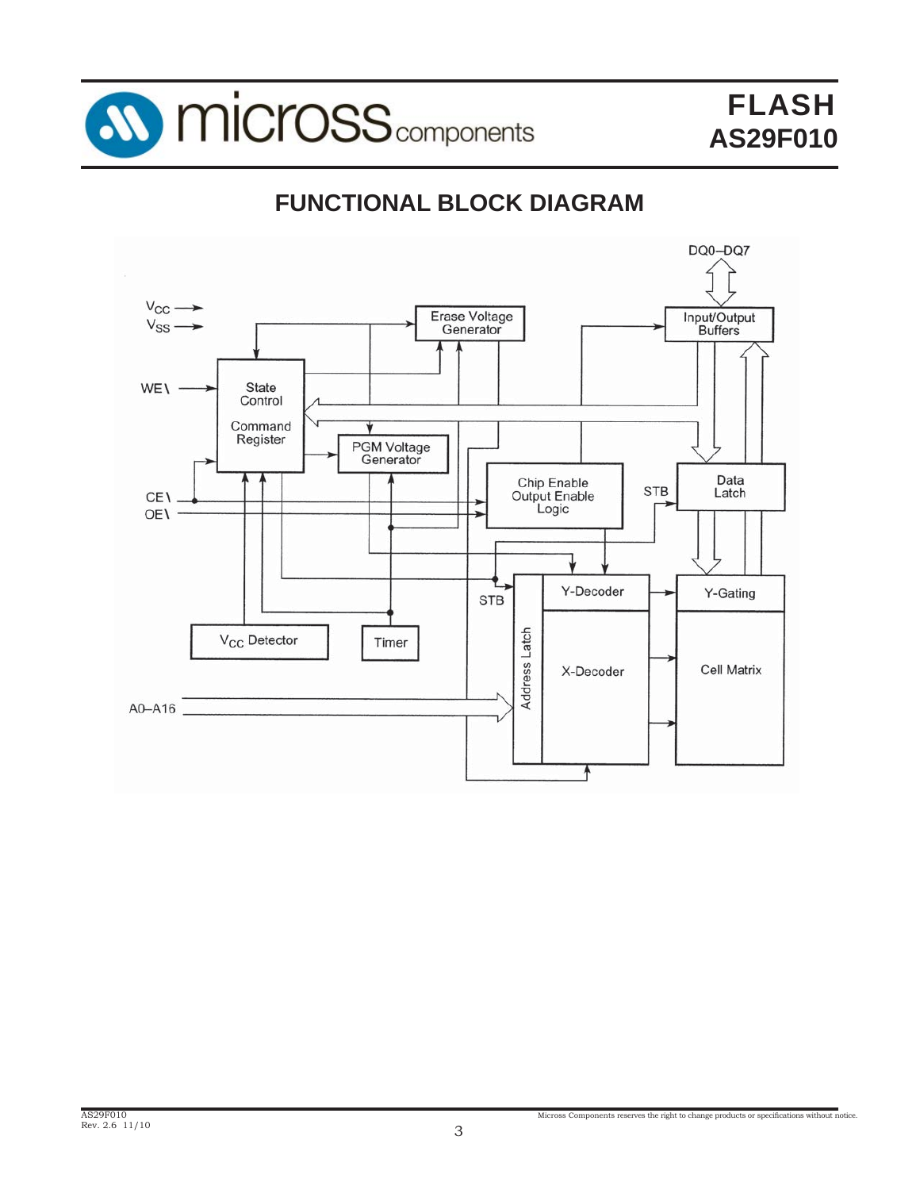## FUNCTIONAL BLOCK DIAGRAM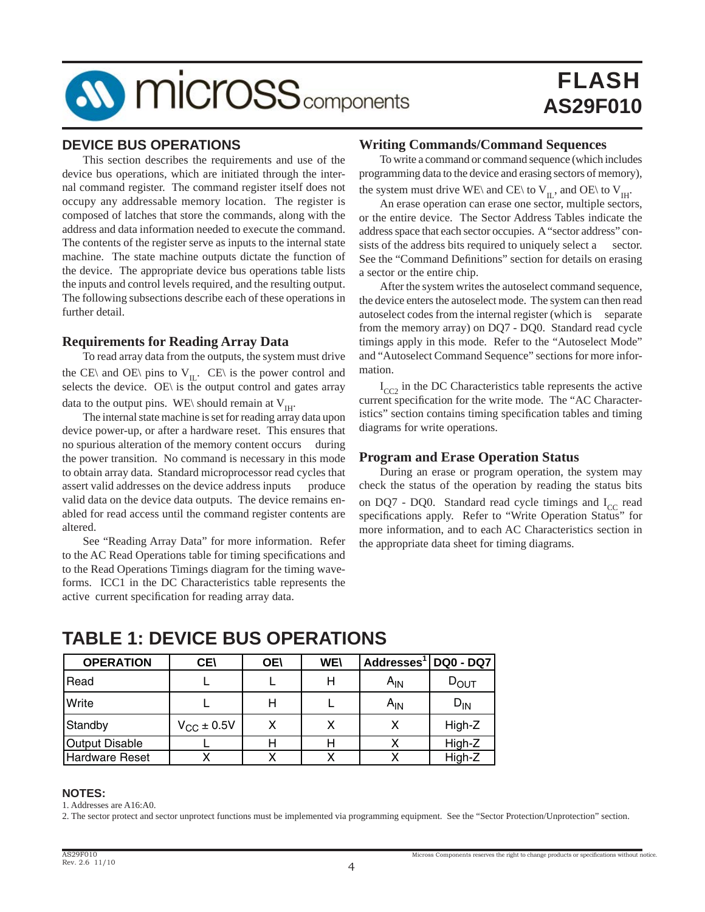## DEVICE BUS OPERATIONS

This section describes the requirements and use of the device bus operations, which are initiated through the internal command register. The command register itself does not occupy any addressable memory location. The register is composed of latches that store the commands, along with the address and data information needed to execute the command. The contents of the register serve as inputs to the internal state machine. The state machine outputs dictate the function of the device. The appropriate device bus operations table lists the inputs and control levels required, and the resulting output. The following subsections describe each of these operations in further detail.

### Requirements for Reading Array Data

To read array data from the outputs, the system must drive the CE\ and OE\ pins to $V_{IL}$. CE\ is the power control and selects the device. OE\ is the output control and gates array data to the output pins. WE\ should remain at $V_{IH}$.

The internal state machine is set for reading array data upon device power-up, or after a hardware reset. This ensures that no spurious alteration of the memory content occurs during the power transition. No command is necessary in this mode to obtain array data. Standard microprocessor read cycles that assert valid addresses on the device address inputs produce valid data on the device data outputs. The device remains enabled for read access until the command register contents are altered.

See "Reading Array Data" for more information. Refer to the AC Read Operations table for timing specifications and to the Read Operations Timings diagram for the timing waveforms. ICC1 in the DC Characteristics table represents the active current specification for reading array data.

### Writing Commands/Command Sequences

To write a command or command sequence (which includes programming data to the device and erasing sectors of memory), the system must drive WE\ and CE\ to $V_{IL}$, and OE\ to $V_{IH}$.

An erase operation can erase one sector, multiple sectors, or the entire device. The Sector Address Tables indicate the address space that each sector occupies. A "sector address" consists of the address bits required to uniquely select a sector. See the "Command Definitions" section for details on erasing a sector or the entire chip.

After the system writes the autoselect command sequence, the device enters the autoselect mode. The system can then read autoselect codes from the internal register (which is separate from the memory array) on DQ7 - DQ0. Standard read cycle timings apply in this mode. Refer to the "Autoselect Mode" and "Autoselect Command Sequence" sections for more information.

$I_{CC2}$ in the DC Characteristics table represents the active current specification for the write mode. The "AC Characteristics" section contains timing specification tables and timing diagrams for write operations.

### Program and Erase Operation Status

During an erase or program operation, the system may check the status of the operation by reading the status bits on DQ7 - DQ0. Standard read cycle timings and $I_{CC}$ read specifications apply. Refer to "Write Operation Status" for more information, and to each AC Characteristics section in the appropriate data sheet for timing diagrams.

## TABLE 1: DEVICE BUS OPERATIONS

| OPERATION | CE\ | OE\ | WE\ | Addresses[1] | DQ0 - DQ7 |
|---|---|---|---|---|---|
| Read | L | L | H | $A_{IN}$ | $D_{OUT}$ |
| Write | L | H | L | $A_{IN}$ | $D_{IN}$ |
| Standby | $V_{CC} \pm 0.5V$ | X | X | X | High-Z |
| Output Disable | L | H | H | X | High-Z |
| Hardware Reset | X | X | X | X | High-Z |

**NOTES:**

1. Addresses are A16:A0.
2. The sector protect and sector unprotect functions must be implemented via programming equipment. See the "Sector Protection/Unprotection" section.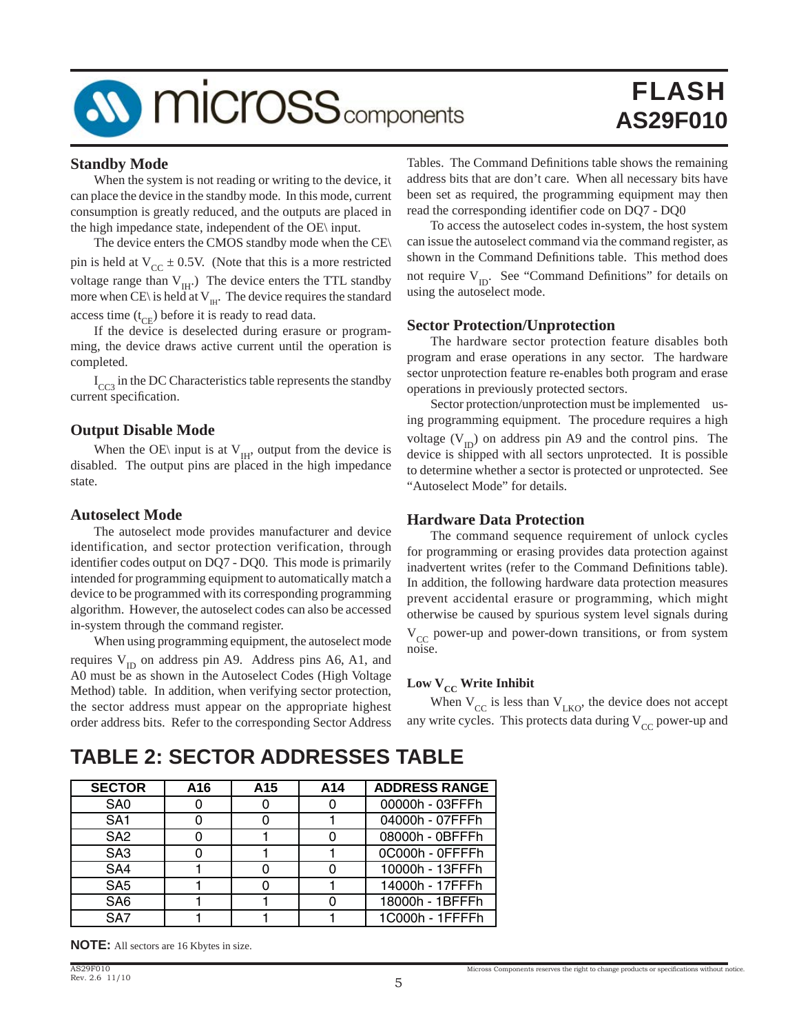## Standby Mode

When the system is not reading or writing to the device, it can place the device in the standby mode. In this mode, current consumption is greatly reduced, and the outputs are placed in the high impedance state, independent of the OE\ input.

The device enters the CMOS standby mode when the CE\ pin is held at $V_{CC} \pm 0.5V$. (Note that this is a more restricted voltage range than $V_{IH}$.) The device enters the TTL standby more when CE\ is held at $V_{IH}$. The device requires the standard access time ($t_{CE}$) before it is ready to read data.

If the device is deselected during erasure or programming, the device draws active current until the operation is completed.

$I_{CC3}$ in the DC Characteristics table represents the standby current specification.

## Output Disable Mode

When the OE\ input is at $V_{IH}$, output from the device is disabled. The output pins are placed in the high impedance state.

## Autoselect Mode

The autoselect mode provides manufacturer and device identification, and sector protection verification, through identifier codes output on DQ7 - DQ0. This mode is primarily intended for programming equipment to automatically match a device to be programmed with its corresponding programming algorithm. However, the autoselect codes can also be accessed in-system through the command register.

When using programming equipment, the autoselect mode requires $V_{ID}$ on address pin A9. Address pins A6, A1, and A0 must be as shown in the Autoselect Codes (High Voltage Method) table. In addition, when verifying sector protection, the sector address must appear on the appropriate highest order address bits. Refer to the corresponding Sector Address Tables. The Command Definitions table shows the remaining address bits that are don't care. When all necessary bits have been set as required, the programming equipment may then read the corresponding identifier code on DQ7 - DQ0

To access the autoselect codes in-system, the host system can issue the autoselect command via the command register, as shown in the Command Definitions table. This method does not require $V_{ID}$. See "Command Definitions" for details on using the autoselect mode.

## Sector Protection/Unprotection

The hardware sector protection feature disables both program and erase operations in any sector. The hardware sector unprotection feature re-enables both program and erase operations in previously protected sectors.

Sector protection/unprotection must be implemented using programming equipment. The procedure requires a high voltage ($V_{ID}$) on address pin A9 and the control pins. The device is shipped with all sectors unprotected. It is possible to determine whether a sector is protected or unprotected. See "Autoselect Mode" for details.

## Hardware Data Protection

The command sequence requirement of unlock cycles for programming or erasing provides data protection against inadvertent writes (refer to the Command Definitions table). In addition, the following hardware data protection measures prevent accidental erasure or programming, which might otherwise be caused by spurious system level signals during $V_{CC}$ power-up and power-down transitions, or from system noise.

### Low $V_{CC}$ Write Inhibit

When $V_{CC}$ is less than $V_{LKO}$, the device does not accept any write cycles. This protects data during $V_{CC}$ power-up and

## TABLE 2: SECTOR ADDRESSES TABLE

| SECTOR | A16 | A15 | A14 | ADDRESS RANGE |
|---|---|---|---|---|
| SA0 | 0 | 0 | 0 | 00000h - 03FFFh |
| SA1 | 0 | 0 | 1 | 04000h - 07FFFh |
| SA2 | 0 | 1 | 0 | 08000h - 0BFFFh |
| SA3 | 0 | 1 | 1 | 0C000h - 0FFFFh |
| SA4 | 1 | 0 | 0 | 10000h - 13FFFh |
| SA5 | 1 | 0 | 1 | 14000h - 17FFFh |
| SA6 | 1 | 1 | 0 | 18000h - 1BFFFh |
| SA7 | 1 | 1 | 1 | 1C000h - 1FFFFh |

**NOTE:** All sectors are 16 Kbytes in size.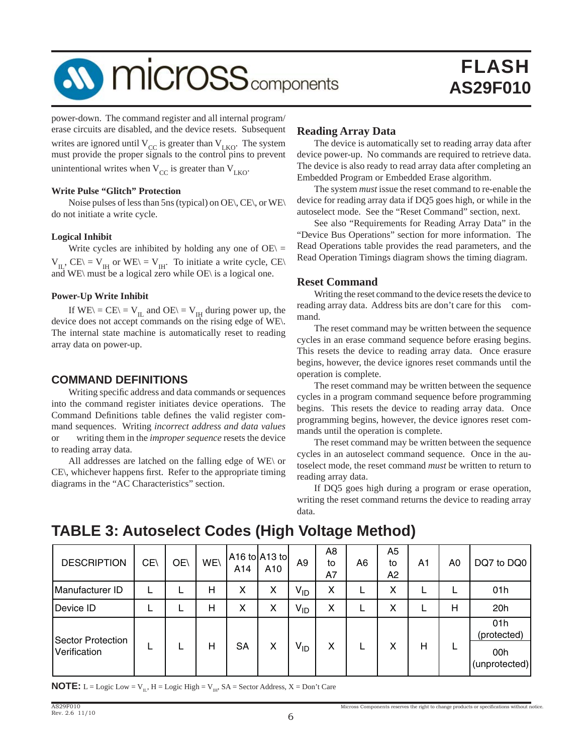power-down. The command register and all internal program/ erase circuits are disabled, and the device resets. Subsequent writes are ignored until $V_{CC}$ is greater than $V_{LKO}$. The system must provide the proper signals to the control pins to prevent unintentional writes when $V_{CC}$ is greater than $V_{LKO}$.

**Write Pulse "Glitch" Protection**

Noise pulses of less than 5ns (typical) on OE\, CE\, or WE\ do not initiate a write cycle.

**Logical Inhibit**

Write cycles are inhibited by holding any one of OE\ = $V_{IL}$, CE\ = $V_{IH}$ or WE\ = $V_{IH}$. To initiate a write cycle, CE\ and WE\ must be a logical zero while OE\ is a logical one.

**Power-Up Write Inhibit**

If WE\ = CE\ = $V_{IL}$ and OE\ = $V_{IH}$ during power up, the device does not accept commands on the rising edge of WE\. The internal state machine is automatically reset to reading array data on power-up.

## COMMAND DEFINITIONS

Writing specific address and data commands or sequences into the command register initiates device operations. The Command Definitions table defines the valid register command sequences. Writing *incorrect address and data values* or writing them in the *improper sequence* resets the device to reading array data.

All addresses are latched on the falling edge of WE\ or CE\, whichever happens first. Refer to the appropriate timing diagrams in the "AC Characteristics" section.

### Reading Array Data

The device is automatically set to reading array data after device power-up. No commands are required to retrieve data. The device is also ready to read array data after completing an Embedded Program or Embedded Erase algorithm.

The system *must* issue the reset command to re-enable the device for reading array data if DQ5 goes high, or while in the autoselect mode. See the "Reset Command" section, next.

See also "Requirements for Reading Array Data" in the "Device Bus Operations" section for more information. The Read Operations table provides the read parameters, and the Read Operation Timings diagram shows the timing diagram.

### Reset Command

Writing the reset command to the device resets the device to reading array data. Address bits are don't care for this command.

The reset command may be written between the sequence cycles in an erase command sequence before erasing begins. This resets the device to reading array data. Once erasure begins, however, the device ignores reset commands until the operation is complete.

The reset command may be written between the sequence cycles in a program command sequence before programming begins. This resets the device to reading array data. Once programming begins, however, the device ignores reset commands until the operation is complete.

The reset command may be written between the sequence cycles in an autoselect command sequence. Once in the autoselect mode, the reset command *must* be written to return to reading array data.

If DQ5 goes high during a program or erase operation, writing the reset command returns the device to reading array data.

## TABLE 3: Autoselect Codes (High Voltage Method)

| DESCRIPTION | CE\ | OE\ | WE\ | A16 to A14 | A13 to A10 | A9 | A8 to A7 | A6 | A5 to A2 | A1 | A0 | DQ7 to DQ0 |
|---|---|---|---|---|---|---|---|---|---|---|---|---|
| Manufacturer ID | L | L | H | X | X | $V_{ID}$ | X | L | X | L | L | 01h |
| Device ID | L | L | H | X | X | $V_{ID}$ | X | L | X | L | H | 20h |
| Sector Protection Verification | L | L | H | SA | X | $V_{ID}$ | X | L | X | H | L | 01h (protected) |
| | | | | | | | | | | | | 00h (unprotected) |

**NOTE:** L = Logic Low = $V_{IL}$, H = Logic High = $V_{IH}$, SA = Sector Address, X = Don't Care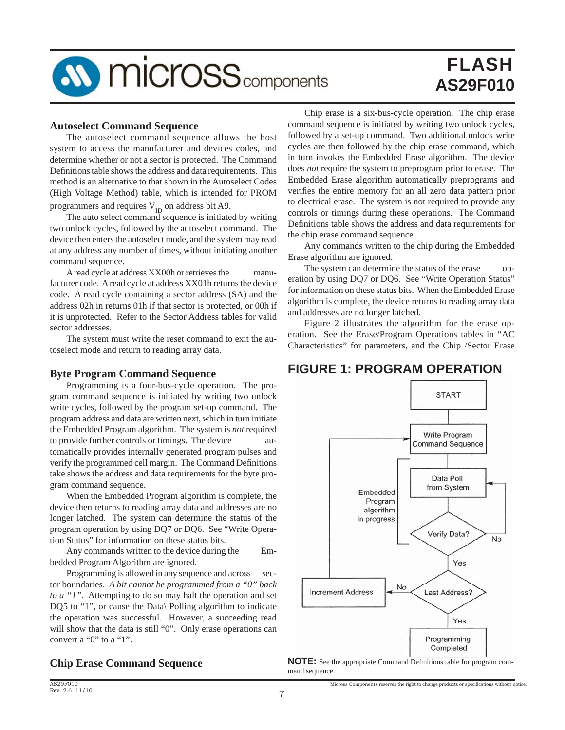### Autoselect Command Sequence

The autoselect command sequence allows the host system to access the manufacturer and devices codes, and determine whether or not a sector is protected. The Command Definitions table shows the address and data requirements. This method is an alternative to that shown in the Autoselect Codes (High Voltage Method) table, which is intended for PROM programmers and requires $V_{ID}$ on address bit A9.

The auto select command sequence is initiated by writing two unlock cycles, followed by the autoselect command. The device then enters the autoselect mode, and the system may read at any address any number of times, without initiating another command sequence.

A read cycle at address XX00h or retrieves the manufacturer code. A read cycle at address XX01h returns the device code. A read cycle containing a sector address (SA) and the address 02h in returns 01h if that sector is protected, or 00h if it is unprotected. Refer to the Sector Address tables for valid sector addresses.

The system must write the reset command to exit the autoselect mode and return to reading array data.

### Byte Program Command Sequence

Programming is a four-bus-cycle operation. The program command sequence is initiated by writing two unlock write cycles, followed by the program set-up command. The program address and data are written next, which in turn initiate the Embedded Program algorithm. The system is *not* required to provide further controls or timings. The device automatically provides internally generated program pulses and verify the programmed cell margin. The Command Definitions take shows the address and data requirements for the byte program command sequence.

When the Embedded Program algorithm is complete, the device then returns to reading array data and addresses are no longer latched. The system can determine the status of the program operation by using DQ7 or DQ6. See "Write Operation Status" for information on these status bits.

Any commands written to the device during the Embedded Program Algorithm are ignored.

Programming is allowed in any sequence and across sector boundaries. *A bit cannot be programmed from a "0" back to a "1"*. Attempting to do so may halt the operation and set DQ5 to "1", or cause the Data\ Polling algorithm to indicate the operation was successful. However, a succeeding read will show that the data is still "0". Only erase operations can convert a "0" to a "1".

### Chip Erase Command Sequence

Chip erase is a six-bus-cycle operation. The chip erase command sequence is initiated by writing two unlock cycles, followed by a set-up command. Two additional unlock write cycles are then followed by the chip erase command, which in turn invokes the Embedded Erase algorithm. The device does *not* require the system to preprogram prior to erase. The Embedded Erase algorithm automatically preprograms and verifies the entire memory for an all zero data pattern prior to electrical erase. The system is not required to provide any controls or timings during these operations. The Command Definitions table shows the address and data requirements for the chip erase command sequence.

Any commands written to the chip during the Embedded Erase algorithm are ignored.

The system can determine the status of the erase operation by using DQ7 or DQ6. See "Write Operation Status" for information on these status bits. When the Embedded Erase algorithm is complete, the device returns to reading array data and addresses are no longer latched.

Figure 2 illustrates the algorithm for the erase operation. See the Erase/Program Operations tables in "AC Characteristics" for parameters, and the Chip /Sector Erase

## FIGURE 1: PROGRAM OPERATION

**NOTE:** See the appropriate Command Definitions table for program command sequence.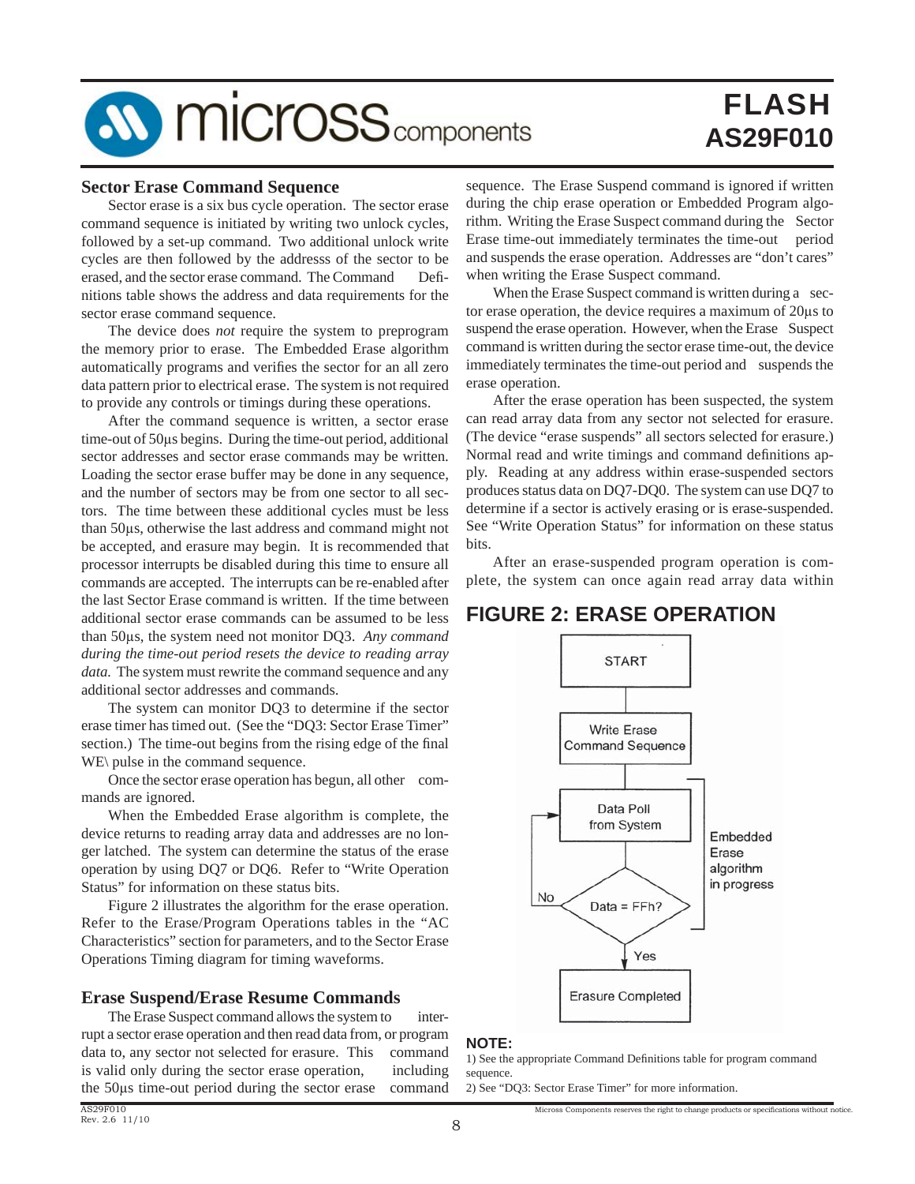## Sector Erase Command Sequence

Sector erase is a six bus cycle operation. The sector erase command sequence is initiated by writing two unlock cycles, followed by a set-up command. Two additional unlock write cycles are then followed by the addresss of the sector to be erased, and the sector erase command. The Command Definitions table shows the address and data requirements for the sector erase command sequence.

The device does *not* require the system to preprogram the memory prior to erase. The Embedded Erase algorithm automatically programs and verifies the sector for an all zero data pattern prior to electrical erase. The system is not required to provide any controls or timings during these operations.

After the command sequence is written, a sector erase time-out of 50µs begins. During the time-out period, additional sector addresses and sector erase commands may be written. Loading the sector erase buffer may be done in any sequence, and the number of sectors may be from one sector to all sectors. The time between these additional cycles must be less than 50µs, otherwise the last address and command might not be accepted, and erasure may begin. It is recommended that processor interrupts be disabled during this time to ensure all commands are accepted. The interrupts can be re-enabled after the last Sector Erase command is written. If the time between additional sector erase commands can be assumed to be less than 50µs, the system need not monitor DQ3. *Any command during the time-out period resets the device to reading array data.* The system must rewrite the command sequence and any additional sector addresses and commands.

The system can monitor DQ3 to determine if the sector erase timer has timed out. (See the "DQ3: Sector Erase Timer" section.) The time-out begins from the rising edge of the final WE\ pulse in the command sequence.

Once the sector erase operation has begun, all other commands are ignored.

When the Embedded Erase algorithm is complete, the device returns to reading array data and addresses are no longer latched. The system can determine the status of the erase operation by using DQ7 or DQ6. Refer to "Write Operation Status" for information on these status bits.

Figure 2 illustrates the algorithm for the erase operation. Refer to the Erase/Program Operations tables in the "AC Characteristics" section for parameters, and to the Sector Erase Operations Timing diagram for timing waveforms.

## Erase Suspend/Erase Resume Commands

The Erase Suspect command allows the system to interrupt a sector erase operation and then read data from, or program data to, any sector not selected for erasure. This command is valid only during the sector erase operation, including the 50µs time-out period during the sector erase command sequence. The Erase Suspend command is ignored if written during the chip erase operation or Embedded Program algorithm. Writing the Erase Suspect command during the Sector Erase time-out immediately terminates the time-out period and suspends the erase operation. Addresses are "don't cares" when writing the Erase Suspect command.

When the Erase Suspect command is written during a sector erase operation, the device requires a maximum of 20µs to suspend the erase operation. However, when the Erase Suspect command is written during the sector erase time-out, the device immediately terminates the time-out period and suspends the erase operation.

After the erase operation has been suspected, the system can read array data from any sector not selected for erasure. (The device "erase suspends" all sectors selected for erasure.) Normal read and write timings and command definitions apply. Reading at any address within erase-suspended sectors produces status data on DQ7-DQ0. The system can use DQ7 to determine if a sector is actively erasing or is erase-suspended. See "Write Operation Status" for information on these status bits.

After an erase-suspended program operation is complete, the system can once again read array data within

## FIGURE 2: ERASE OPERATION

START → Write Erase Command Sequence → Data Poll from System → Data = FFh? (No: return to Data Poll from System; Yes: Erasure Completed)

Embedded Erase algorithm in progress

**NOTE:**

1) See the appropriate Command Definitions table for program command sequence.

2) See "DQ3: Sector Erase Timer" for more information.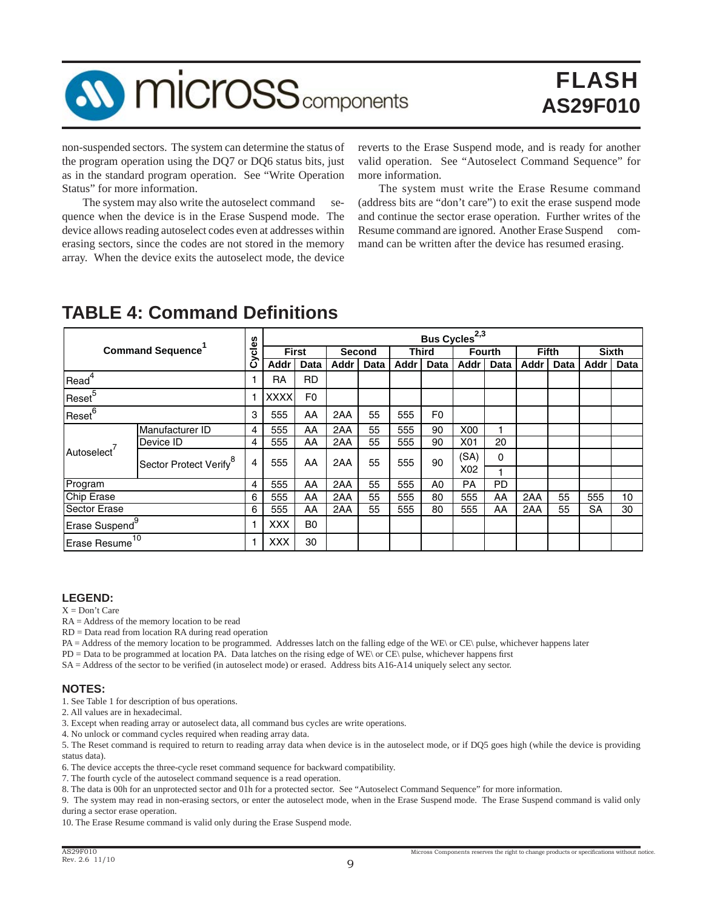non-suspended sectors. The system can determine the status of the program operation using the DQ7 or DQ6 status bits, just as in the standard program operation. See "Write Operation Status" for more information.

The system may also write the autoselect command sequence when the device is in the Erase Suspend mode. The device allows reading autoselect codes even at addresses within erasing sectors, since the codes are not stored in the memory array. When the device exits the autoselect mode, the device reverts to the Erase Suspend mode, and is ready for another valid operation. See "Autoselect Command Sequence" for more information.

The system must write the Erase Resume command (address bits are "don't care") to exit the erase suspend mode and continue the sector erase operation. Further writes of the Resume command are ignored. Another Erase Suspend command can be written after the device has resumed erasing.

## TABLE 4: Command Definitions

| Command Sequence[1] | | Cycles | Bus Cycles[2,3] | | | | | | | | | | | |
|---|---|---|---|---|---|---|---|---|---|---|---|---|---|---|
| | | | First | | Second | | Third | | Fourth | | Fifth | | Sixth | |
| | | | Addr | Data | Addr | Data | Addr | Data | Addr | Data | Addr | Data | Addr | Data |
| Read[4] | | 1 | RA | RD | | | | | | | | | | |
| Reset[5] | | 1 | XXXX | F0 | | | | | | | | | | |
| Reset[6] | | 3 | 555 | AA | 2AA | 55 | 555 | F0 | | | | | | |
| Autoselect[7] | Manufacturer ID | 4 | 555 | AA | 2AA | 55 | 555 | 90 | X00 | 1 | | | | |
| | Device ID | 4 | 555 | AA | 2AA | 55 | 555 | 90 | X01 | 20 | | | | |
| | Sector Protect Verify[8] | 4 | 555 | AA | 2AA | 55 | 555 | 90 | (SA) X02 | 0 | | | | |
| | | | | | | | | | | 1 | | | | |
| Program | | 4 | 555 | AA | 2AA | 55 | 555 | A0 | PA | PD | | | | |
| Chip Erase | | 6 | 555 | AA | 2AA | 55 | 555 | 80 | 555 | AA | 2AA | 55 | 555 | 10 |
| Sector Erase | | 6 | 555 | AA | 2AA | 55 | 555 | 80 | 555 | AA | 2AA | 55 | SA | 30 |
| Erase Suspend[9] | | 1 | XXX | B0 | | | | | | | | | | |
| Erase Resume[10] | | 1 | XXX | 30 | | | | | | | | | | |

**LEGEND:**

X = Don't Care

RA = Address of the memory location to be read

RD = Data read from location RA during read operation

PA = Address of the memory location to be programmed. Addresses latch on the falling edge of the WE\ or CE\ pulse, whichever happens later

PD = Data to be programmed at location PA. Data latches on the rising edge of WE\ or CE\ pulse, whichever happens first

SA = Address of the sector to be verified (in autoselect mode) or erased. Address bits A16-A14 uniquely select any sector.

**NOTES:**

1. See Table 1 for description of bus operations.
2. All values are in hexadecimal.
3. Except when reading array or autoselect data, all command bus cycles are write operations.
4. No unlock or command cycles required when reading array data.
5. The Reset command is required to return to reading array data when device is in the autoselect mode, or if DQ5 goes high (while the device is providing status data).
6. The device accepts the three-cycle reset command sequence for backward compatibility.
7. The fourth cycle of the autoselect command sequence is a read operation.
8. The data is 00h for an unprotected sector and 01h for a protected sector. See "Autoselect Command Sequence" for more information.
9. The system may read in non-erasing sectors, or enter the autoselect mode, when in the Erase Suspend mode. The Erase Suspend command is valid only during a sector erase operation.
10. The Erase Resume command is valid only during the Erase Suspend mode.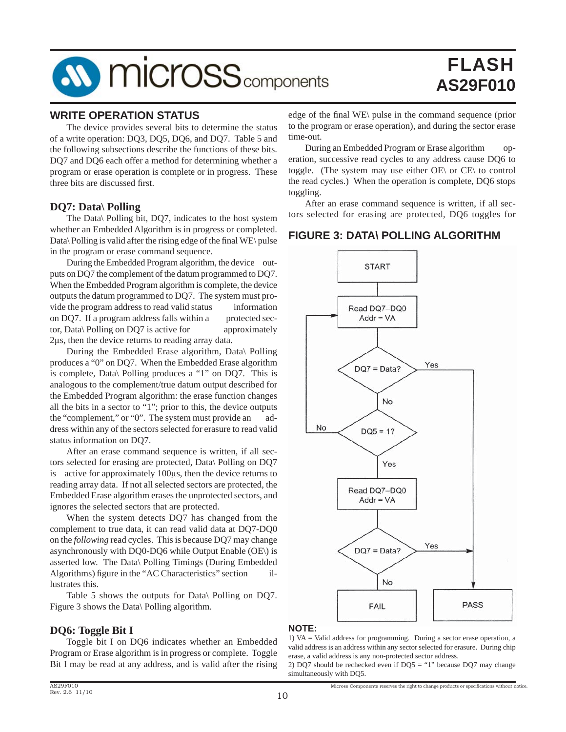## WRITE OPERATION STATUS

The device provides several bits to determine the status of a write operation: DQ3, DQ5, DQ6, and DQ7. Table 5 and the following subsections describe the functions of these bits. DQ7 and DQ6 each offer a method for determining whether a program or erase operation is complete or in progress. These three bits are discussed first.

### DQ7: Data\ Polling

The Data\ Polling bit, DQ7, indicates to the host system whether an Embedded Algorithm is in progress or completed. Data\ Polling is valid after the rising edge of the final WE\ pulse in the program or erase command sequence.

During the Embedded Program algorithm, the device outputs on DQ7 the complement of the datum programmed to DQ7. When the Embedded Program algorithm is complete, the device outputs the datum programmed to DQ7. The system must provide the program address to read valid status information on DQ7. If a program address falls within a protected sector, Data\ Polling on DQ7 is active for approximately 2µs, then the device returns to reading array data.

During the Embedded Erase algorithm, Data\ Polling produces a "0" on DQ7. When the Embedded Erase algorithm is complete, Data\ Polling produces a "1" on DQ7. This is analogous to the complement/true datum output described for the Embedded Program algorithm: the erase function changes all the bits in a sector to "1"; prior to this, the device outputs the "complement," or "0". The system must provide an address within any of the sectors selected for erasure to read valid status information on DQ7.

After an erase command sequence is written, if all sectors selected for erasing are protected, Data\ Polling on DQ7 is active for approximately 100µs, then the device returns to reading array data. If not all selected sectors are protected, the Embedded Erase algorithm erases the unprotected sectors, and ignores the selected sectors that are protected.

When the system detects DQ7 has changed from the complement to true data, it can read valid data at DQ7-DQ0 on the *following* read cycles. This is because DQ7 may change asynchronously with DQ0-DQ6 while Output Enable (OE\) is asserted low. The Data\ Polling Timings (During Embedded Algorithms) figure in the "AC Characteristics" section illustrates this.

Table 5 shows the outputs for Data\ Polling on DQ7. Figure 3 shows the Data\ Polling algorithm.

### DQ6: Toggle Bit I

Toggle bit I on DQ6 indicates whether an Embedded Program or Erase algorithm is in progress or complete. Toggle Bit I may be read at any address, and is valid after the rising edge of the final WE\ pulse in the command sequence (prior to the program or erase operation), and during the sector erase time-out.

During an Embedded Program or Erase algorithm operation, successive read cycles to any address cause DQ6 to toggle. (The system may use either OE\ or CE\ to control the read cycles.) When the operation is complete, DQ6 stops toggling.

After an erase command sequence is written, if all sectors selected for erasing are protected, DQ6 toggles for

## FIGURE 3: DATA\ POLLING ALGORITHM

START → Read DQ7–DQ0, Addr = VA → DQ7 = Data? (Yes → PASS; No → DQ5 = 1? (No → back to Read DQ7–DQ0; Yes → Read DQ7–DQ0, Addr = VA → DQ7 = Data? (Yes → PASS; No → FAIL)))

**NOTE:**

1) VA = Valid address for programming. During a sector erase operation, a valid address is an address within any sector selected for erasure. During chip erase, a valid address is any non-protected sector address.

2) DQ7 should be rechecked even if DQ5 = "1" because DQ7 may change simultaneously with DQ5.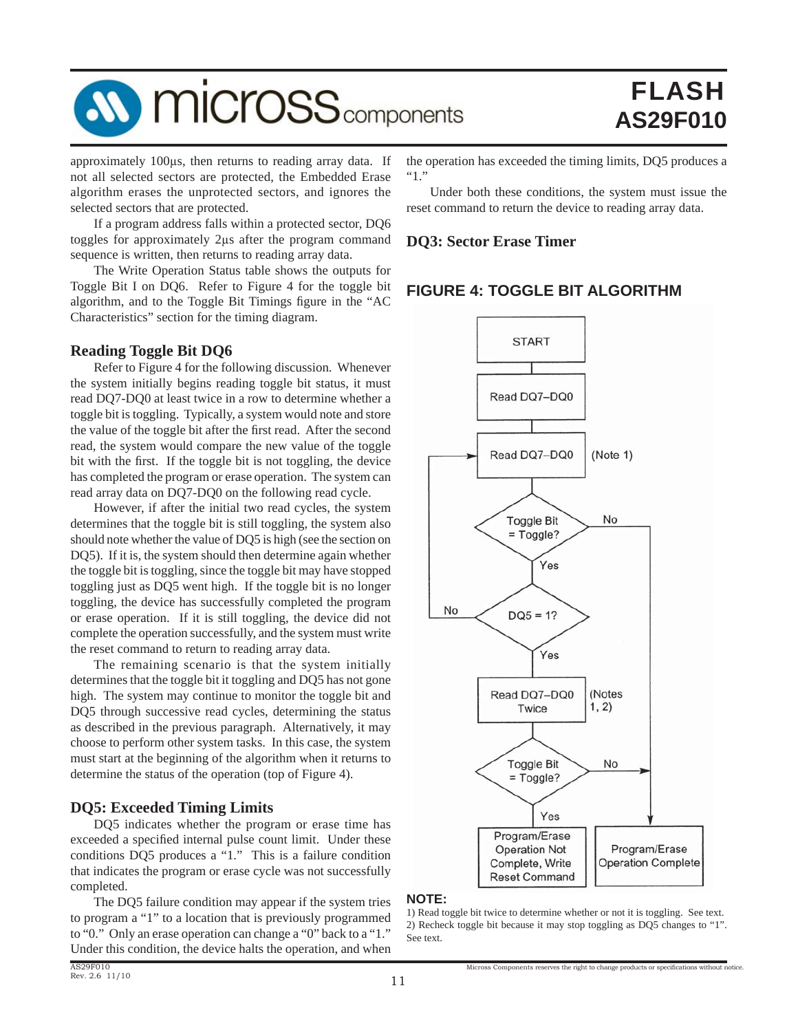approximately 100μs, then returns to reading array data. If not all selected sectors are protected, the Embedded Erase algorithm erases the unprotected sectors, and ignores the selected sectors that are protected.

If a program address falls within a protected sector, DQ6 toggles for approximately 2μs after the program command sequence is written, then returns to reading array data.

The Write Operation Status table shows the outputs for Toggle Bit I on DQ6. Refer to Figure 4 for the toggle bit algorithm, and to the Toggle Bit Timings figure in the "AC Characteristics" section for the timing diagram.

### Reading Toggle Bit DQ6

Refer to Figure 4 for the following discussion. Whenever the system initially begins reading toggle bit status, it must read DQ7-DQ0 at least twice in a row to determine whether a toggle bit is toggling. Typically, a system would note and store the value of the toggle bit after the first read. After the second read, the system would compare the new value of the toggle bit with the first. If the toggle bit is not toggling, the device has completed the program or erase operation. The system can read array data on DQ7-DQ0 on the following read cycle.

However, if after the initial two read cycles, the system determines that the toggle bit is still toggling, the system also should note whether the value of DQ5 is high (see the section on DQ5). If it is, the system should then determine again whether the toggle bit is toggling, since the toggle bit may have stopped toggling just as DQ5 went high. If the toggle bit is no longer toggling, the device has successfully completed the program or erase operation. If it is still toggling, the device did not complete the operation successfully, and the system must write the reset command to return to reading array data.

The remaining scenario is that the system initially determines that the toggle bit it toggling and DQ5 has not gone high. The system may continue to monitor the toggle bit and DQ5 through successive read cycles, determining the status as described in the previous paragraph. Alternatively, it may choose to perform other system tasks. In this case, the system must start at the beginning of the algorithm when it returns to determine the status of the operation (top of Figure 4).

### DQ5: Exceeded Timing Limits

DQ5 indicates whether the program or erase time has exceeded a specified internal pulse count limit. Under these conditions DQ5 produces a "1." This is a failure condition that indicates the program or erase cycle was not successfully completed.

The DQ5 failure condition may appear if the system tries to program a "1" to a location that is previously programmed to "0." Only an erase operation can change a "0" back to a "1." Under this condition, the device halts the operation, and when the operation has exceeded the timing limits, DQ5 produces a "1."

Under both these conditions, the system must issue the reset command to return the device to reading array data.

### DQ3: Sector Erase Timer

## FIGURE 4: TOGGLE BIT ALGORITHM

START → Read DQ7–DQ0 → Read DQ7–DQ0 (Note 1) → Toggle Bit = Toggle? (No → Program/Erase Operation Complete; Yes → DQ5 = 1?) → DQ5 = 1? (No → back to Read DQ7–DQ0 (Note 1); Yes → Read DQ7–DQ0 Twice (Notes 1, 2)) → Toggle Bit = Toggle? (No → Program/Erase Operation Complete; Yes → Program/Erase Operation Not Complete, Write Reset Command)

**NOTE:**

1) Read toggle bit twice to determine whether or not it is toggling. See text.
2) Recheck toggle bit because it may stop toggling as DQ5 changes to "1". See text.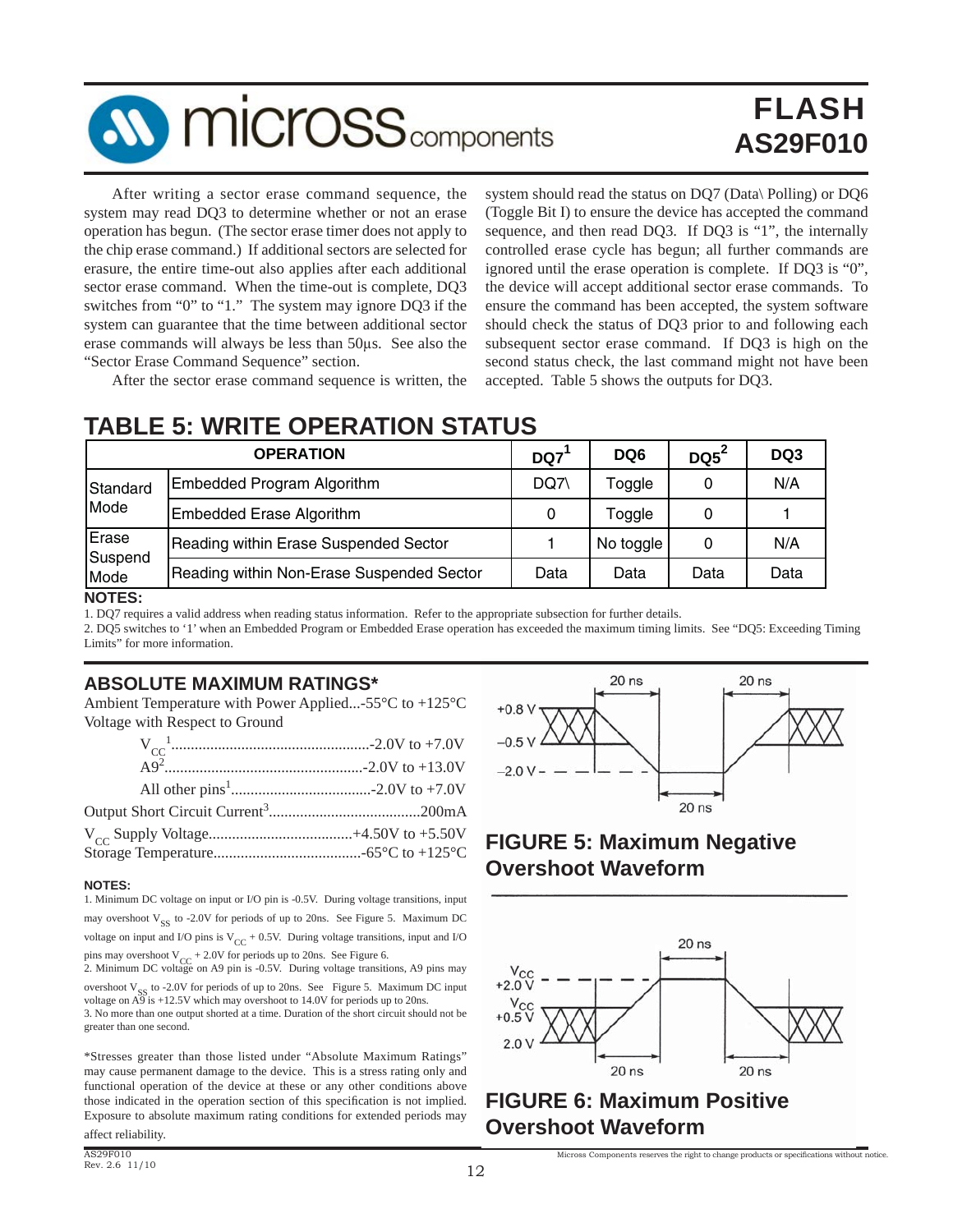After writing a sector erase command sequence, the system may read DQ3 to determine whether or not an erase operation has begun. (The sector erase timer does not apply to the chip erase command.) If additional sectors are selected for erasure, the entire time-out also applies after each additional sector erase command. When the time-out is complete, DQ3 switches from "0" to "1." The system may ignore DQ3 if the system can guarantee that the time between additional sector erase commands will always be less than 50µs. See also the "Sector Erase Command Sequence" section.

After the sector erase command sequence is written, the system should read the status on DQ7 (Data\ Polling) or DQ6 (Toggle Bit I) to ensure the device has accepted the command sequence, and then read DQ3. If DQ3 is "1", the internally controlled erase cycle has begun; all further commands are ignored until the erase operation is complete. If DQ3 is "0", the device will accept additional sector erase commands. To ensure the command has been accepted, the system software should check the status of DQ3 prior to and following each subsequent sector erase command. If DQ3 is high on the second status check, the last command might not have been accepted. Table 5 shows the outputs for DQ3.

## TABLE 5: WRITE OPERATION STATUS

| OPERATION | | DQ7[1] | DQ6 | DQ5[2] | DQ3 |
|---|---|---|---|---|---|
| Standard Mode | Embedded Program Algorithm | DQ7\ | Toggle | 0 | N/A |
| | Embedded Erase Algorithm | 0 | Toggle | 0 | 1 |
| Erase Suspend Mode | Reading within Erase Suspended Sector | 1 | No toggle | 0 | N/A |
| | Reading within Non-Erase Suspended Sector | Data | Data | Data | Data |

**NOTES:**

1. DQ7 requires a valid address when reading status information. Refer to the appropriate subsection for further details.
2. DQ5 switches to '1' when an Embedded Program or Embedded Erase operation has exceeded the maximum timing limits. See "DQ5: Exceeding Timing Limits" for more information.

## ABSOLUTE MAXIMUM RATINGS*

Ambient Temperature with Power Applied...-55°C to +125°C

Voltage with Respect to Ground

- $V_{CC}$[1]....................-2.0V to +7.0V
- A9[2]....................-2.0V to +13.0V
- All other pins[1]....................-2.0V to +7.0V

Output Short Circuit Current[3]....................200mA

$V_{CC}$ Supply Voltage....................+4.50V to +5.50V

Storage Temperature....................-65°C to +125°C

**NOTES:**

1. Minimum DC voltage on input or I/O pin is -0.5V. During voltage transitions, input may overshoot $V_{SS}$ to -2.0V for periods of up to 20ns. See Figure 5. Maximum DC voltage on input and I/O pins is $V_{CC}$ + 0.5V. During voltage transitions, input and I/O pins may overshoot $V_{CC}$ + 2.0V for periods up to 20ns. See Figure 6.
2. Minimum DC voltage on A9 pin is -0.5V. During voltage transitions, A9 pins may overshoot $V_{SS}$ to -2.0V for periods of up to 20ns. See Figure 5. Maximum DC input voltage on A9 is +12.5V which may overshoot to 14.0V for periods up to 20ns.
3. No more than one output shorted at a time. Duration of the short circuit should not be greater than one second.

*Stresses greater than those listed under "Absolute Maximum Ratings" may cause permanent damage to the device. This is a stress rating only and functional operation of the device at these or any other conditions above those indicated in the operation section of this specification is not implied. Exposure to absolute maximum rating conditions for extended periods may affect reliability.

**FIGURE 5: Maximum Negative Overshoot Waveform**

**FIGURE 6: Maximum Positive Overshoot Waveform**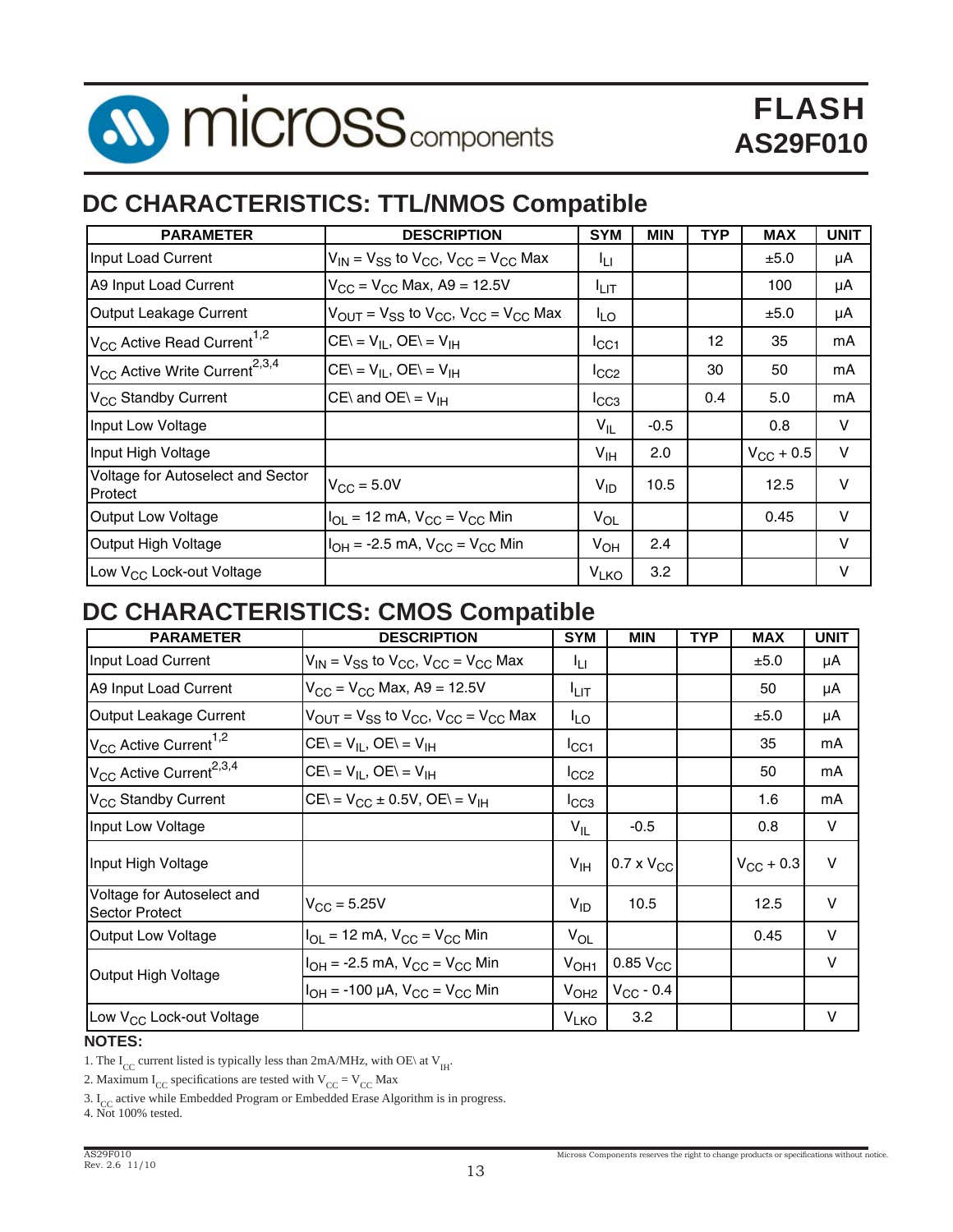## DC CHARACTERISTICS: TTL/NMOS Compatible

| PARAMETER | DESCRIPTION | SYM | MIN | TYP | MAX | UNIT |
|---|---|---|---|---|---|---|
| Input Load Current | $V_{IN} = V_{SS}$ to $V_{CC}$, $V_{CC} = V_{CC}$ Max | $I_{LI}$ | | | ±5.0 | μA |
| A9 Input Load Current | $V_{CC} = V_{CC}$ Max, A9 = 12.5V | $I_{LIT}$ | | | 100 | μA |
| Output Leakage Current | $V_{OUT} = V_{SS}$ to $V_{CC}$, $V_{CC} = V_{CC}$ Max | $I_{LO}$ | | | ±5.0 | μA |
| $V_{CC}$ Active Read Current[1,2] | CE\ = $V_{IL}$, OE\ = $V_{IH}$ | $I_{CC1}$ | | 12 | 35 | mA |
| $V_{CC}$ Active Write Current[2,3,4] | CE\ = $V_{IL}$, OE\ = $V_{IH}$ | $I_{CC2}$ | | 30 | 50 | mA |
| $V_{CC}$ Standby Current | CE\ and OE\ = $V_{IH}$ | $I_{CC3}$ | | 0.4 | 5.0 | mA |
| Input Low Voltage | | $V_{IL}$ | -0.5 | | 0.8 | V |
| Input High Voltage | | $V_{IH}$ | 2.0 | | $V_{CC}$ + 0.5 | V |
| Voltage for Autoselect and Sector Protect | $V_{CC}$ = 5.0V | $V_{ID}$ | 10.5 | | 12.5 | V |
| Output Low Voltage | $I_{OL}$ = 12 mA, $V_{CC} = V_{CC}$ Min | $V_{OL}$ | | | 0.45 | V |
| Output High Voltage | $I_{OH}$ = -2.5 mA, $V_{CC} = V_{CC}$ Min | $V_{OH}$ | 2.4 | | | V |
| Low $V_{CC}$ Lock-out Voltage | | $V_{LKO}$ | 3.2 | | | V |

## DC CHARACTERISTICS: CMOS Compatible

| PARAMETER | DESCRIPTION | SYM | MIN | TYP | MAX | UNIT |
|---|---|---|---|---|---|---|
| Input Load Current | $V_{IN} = V_{SS}$ to $V_{CC}$, $V_{CC} = V_{CC}$ Max | $I_{LI}$ | | | ±5.0 | μA |
| A9 Input Load Current | $V_{CC} = V_{CC}$ Max, A9 = 12.5V | $I_{LIT}$ | | | 50 | μA |
| Output Leakage Current | $V_{OUT} = V_{SS}$ to $V_{CC}$, $V_{CC} = V_{CC}$ Max | $I_{LO}$ | | | ±5.0 | μA |
| $V_{CC}$ Active Current[1,2] | CE\ = $V_{IL}$, OE\ = $V_{IH}$ | $I_{CC1}$ | | | 35 | mA |
| $V_{CC}$ Active Current[2,3,4] | CE\ = $V_{IL}$, OE\ = $V_{IH}$ | $I_{CC2}$ | | | 50 | mA |
| $V_{CC}$ Standby Current | CE\ = $V_{CC}$ ± 0.5V, OE\ = $V_{IH}$ | $I_{CC3}$ | | | 1.6 | mA |
| Input Low Voltage | | $V_{IL}$ | -0.5 | | 0.8 | V |
| Input High Voltage | | $V_{IH}$ | 0.7 x $V_{CC}$ | | $V_{CC}$ + 0.3 | V |
| Voltage for Autoselect and Sector Protect | $V_{CC}$ = 5.25V | $V_{ID}$ | 10.5 | | 12.5 | V |
| Output Low Voltage | $I_{OL}$ = 12 mA, $V_{CC} = V_{CC}$ Min | $V_{OL}$ | | | 0.45 | V |
| Output High Voltage | $I_{OH}$ = -2.5 mA, $V_{CC} = V_{CC}$ Min | $V_{OH1}$ | 0.85 $V_{CC}$ | | | V |
| | $I_{OH}$ = -100 μA, $V_{CC} = V_{CC}$ Min | $V_{OH2}$ | $V_{CC}$ - 0.4 | | | |
| Low $V_{CC}$ Lock-out Voltage | | $V_{LKO}$ | 3.2 | | | V |

**NOTES:**

1. The $I_{CC}$ current listed is typically less than 2mA/MHz, with OE\ at $V_{IH}$.
2. Maximum $I_{CC}$ specifications are tested with $V_{CC} = V_{CC}$ Max
3. $I_{CC}$ active while Embedded Program or Embedded Erase Algorithm is in progress.
4. Not 100% tested.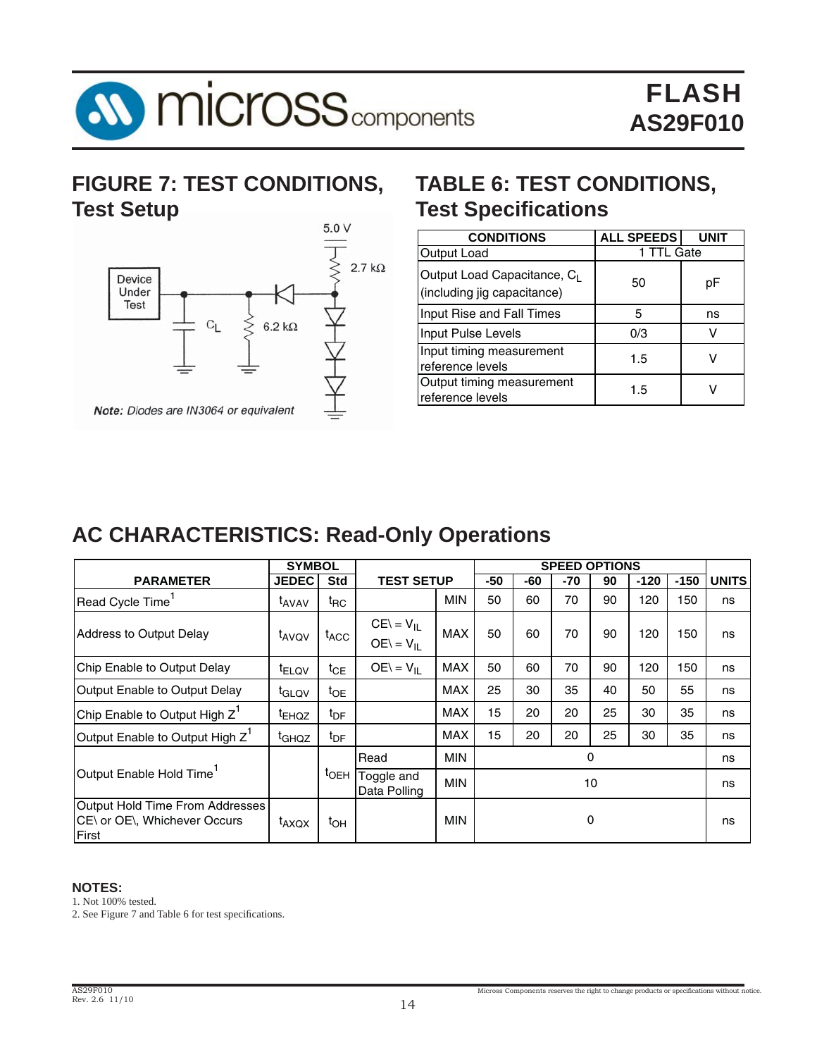## FIGURE 7: TEST CONDITIONS, Test Setup

5.0 V

2.7 kΩ

Device Under Test

$C_L$

6.2 kΩ

*Note: Diodes are IN3064 or equivalent*

## TABLE 6: TEST CONDITIONS, Test Specifications

| CONDITIONS | ALL SPEEDS | UNIT |
|---|---|---|
| Output Load | 1 TTL Gate | |
| Output Load Capacitance, $C_L$ (including jig capacitance) | 50 | pF |
| Input Rise and Fall Times | 5 | ns |
| Input Pulse Levels | 0/3 | V |
| Input timing measurement reference levels | 1.5 | V |
| Output timing measurement reference levels | 1.5 | V |

## AC CHARACTERISTICS: Read-Only Operations

| PARAMETER | SYMBOL JEDEC | SYMBOL Std | TEST SETUP | | SPEED OPTIONS -50 | -60 | -70 | 90 | -120 | -150 | UNITS |
|---|---|---|---|---|---|---|---|---|---|---|---|
| Read Cycle Time[1] | $t_{AVAV}$ | $t_{RC}$ | | MIN | 50 | 60 | 70 | 90 | 120 | 150 | ns |
| Address to Output Delay | $t_{AVQV}$ | $t_{ACC}$ | CE\ = $V_{IL}$ OE\ = $V_{IL}$ | MAX | 50 | 60 | 70 | 90 | 120 | 150 | ns |
| Chip Enable to Output Delay | $t_{ELQV}$ | $t_{CE}$ | OE\ = $V_{IL}$ | MAX | 50 | 60 | 70 | 90 | 120 | 150 | ns |
| Output Enable to Output Delay | $t_{GLQV}$ | $t_{OE}$ | | MAX | 25 | 30 | 35 | 40 | 50 | 55 | ns |
| Chip Enable to Output High Z[1] | $t_{EHQZ}$ | $t_{DF}$ | | MAX | 15 | 20 | 20 | 25 | 30 | 35 | ns |
| Output Enable to Output High Z[1] | $t_{GHQZ}$ | $t_{DF}$ | | MAX | 15 | 20 | 20 | 25 | 30 | 35 | ns |
| Output Enable Hold Time[1] | | $t_{OEH}$ | Read | MIN | 0 | | | | | | ns |
| | | | Toggle and Data Polling | MIN | 10 | | | | | | ns |
| Output Hold Time From Addresses CE\ or OE\, Whichever Occurs First | $t_{AXQX}$ | $t_{OH}$ | | MIN | 0 | | | | | | ns |

**NOTES:**

1. Not 100% tested.
2. See Figure 7 and Table 6 for test specifications.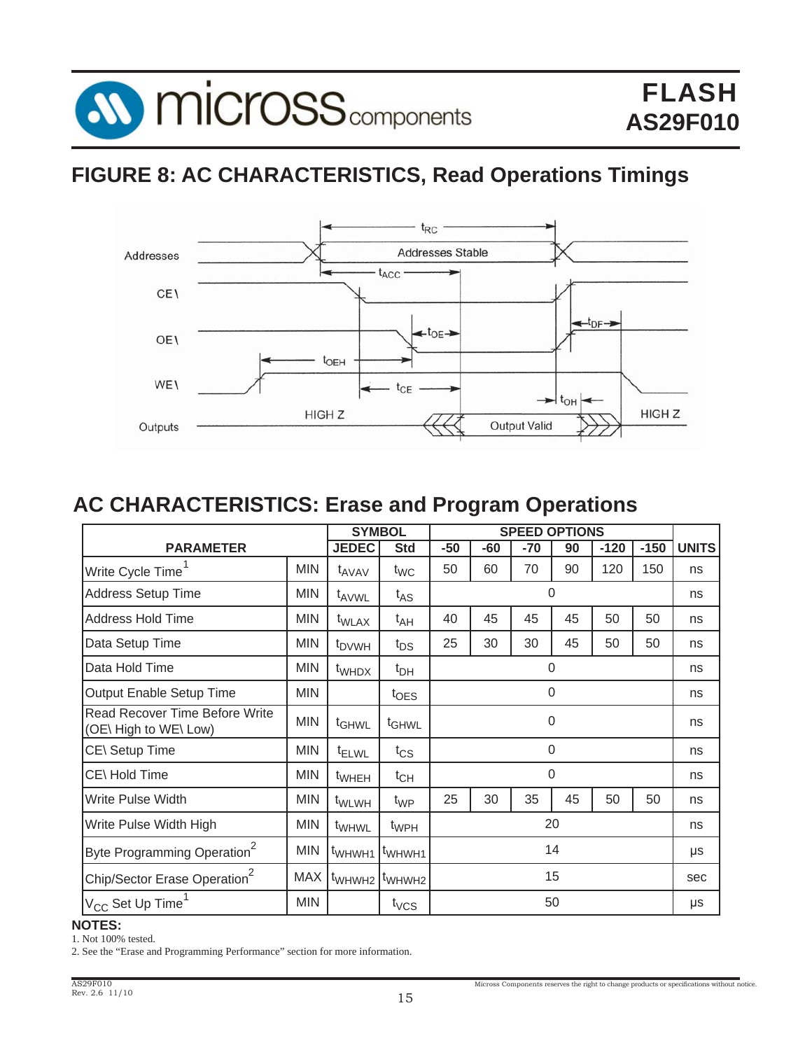# FIGURE 8: AC CHARACTERISTICS, Read Operations Timings

# AC CHARACTERISTICS: Erase and Program Operations

| PARAMETER | | SYMBOL | | SPEED OPTIONS | | | | | | UNITS |
|---|---|---|---|---|---|---|---|---|---|---|
| | | JEDEC | Std | -50 | -60 | -70 | 90 | -120 | -150 | |
| Write Cycle Time[1] | MIN | $t_{AVAV}$ | $t_{WC}$ | 50 | 60 | 70 | 90 | 120 | 150 | ns |
| Address Setup Time | MIN | $t_{AVWL}$ | $t_{AS}$ | 0 | | | | | | ns |
| Address Hold Time | MIN | $t_{WLAX}$ | $t_{AH}$ | 40 | 45 | 45 | 45 | 50 | 50 | ns |
| Data Setup Time | MIN | $t_{DVWH}$ | $t_{DS}$ | 25 | 30 | 30 | 45 | 50 | 50 | ns |
| Data Hold Time | MIN | $t_{WHDX}$ | $t_{DH}$ | 0 | | | | | | ns |
| Output Enable Setup Time | MIN | | $t_{OES}$ | 0 | | | | | | ns |
| Read Recover Time Before Write (OE\ High to WE\ Low) | MIN | $t_{GHWL}$ | $t_{GHWL}$ | 0 | | | | | | ns |
| CE\ Setup Time | MIN | $t_{ELWL}$ | $t_{CS}$ | 0 | | | | | | ns |
| CE\ Hold Time | MIN | $t_{WHEH}$ | $t_{CH}$ | 0 | | | | | | ns |
| Write Pulse Width | MIN | $t_{WLWH}$ | $t_{WP}$ | 25 | 30 | 35 | 45 | 50 | 50 | ns |
| Write Pulse Width High | MIN | $t_{WHWL}$ | $t_{WPH}$ | 20 | | | | | | ns |
| Byte Programming Operation[2] | MIN | $t_{WHWH1}$ | $t_{WHWH1}$ | 14 | | | | | | μs |
| Chip/Sector Erase Operation[2] | MAX | $t_{WHWH2}$ | $t_{WHWH2}$ | 15 | | | | | | sec |
| $V_{CC}$ Set Up Time[1] | MIN | | $t_{VCS}$ | 50 | | | | | | μs |

**NOTES:**

1. Not 100% tested.
2. See the "Erase and Programming Performance" section for more information.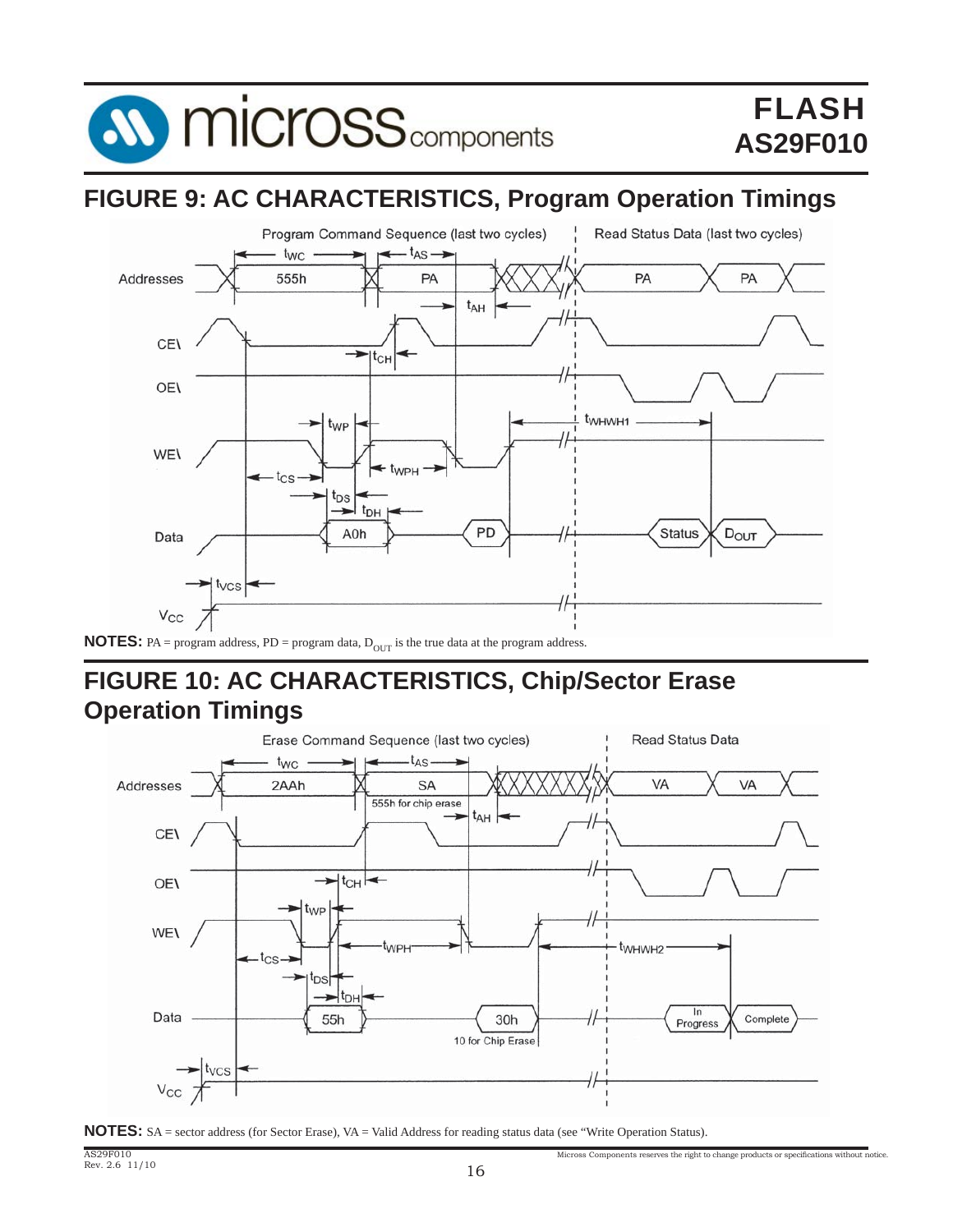## FIGURE 9: AC CHARACTERISTICS, Program Operation Timings

**NOTES:** PA = program address, PD = program data, $D_{OUT}$ is the true data at the program address.

## FIGURE 10: AC CHARACTERISTICS, Chip/Sector Erase Operation Timings

**NOTES:** SA = sector address (for Sector Erase), VA = Valid Address for reading status data (see "Write Operation Status).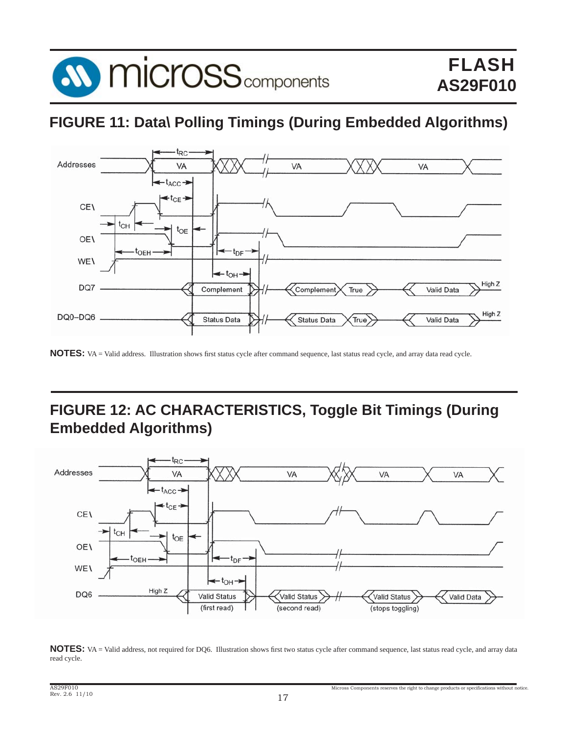## FIGURE 11: Data\ Polling Timings (During Embedded Algorithms)

**NOTES:** VA = Valid address. Illustration shows first status cycle after command sequence, last status read cycle, and array data read cycle.

## FIGURE 12: AC CHARACTERISTICS, Toggle Bit Timings (During Embedded Algorithms)

**NOTES:** VA = Valid address, not required for DQ6. Illustration shows first two status cycle after command sequence, last status read cycle, and array data read cycle.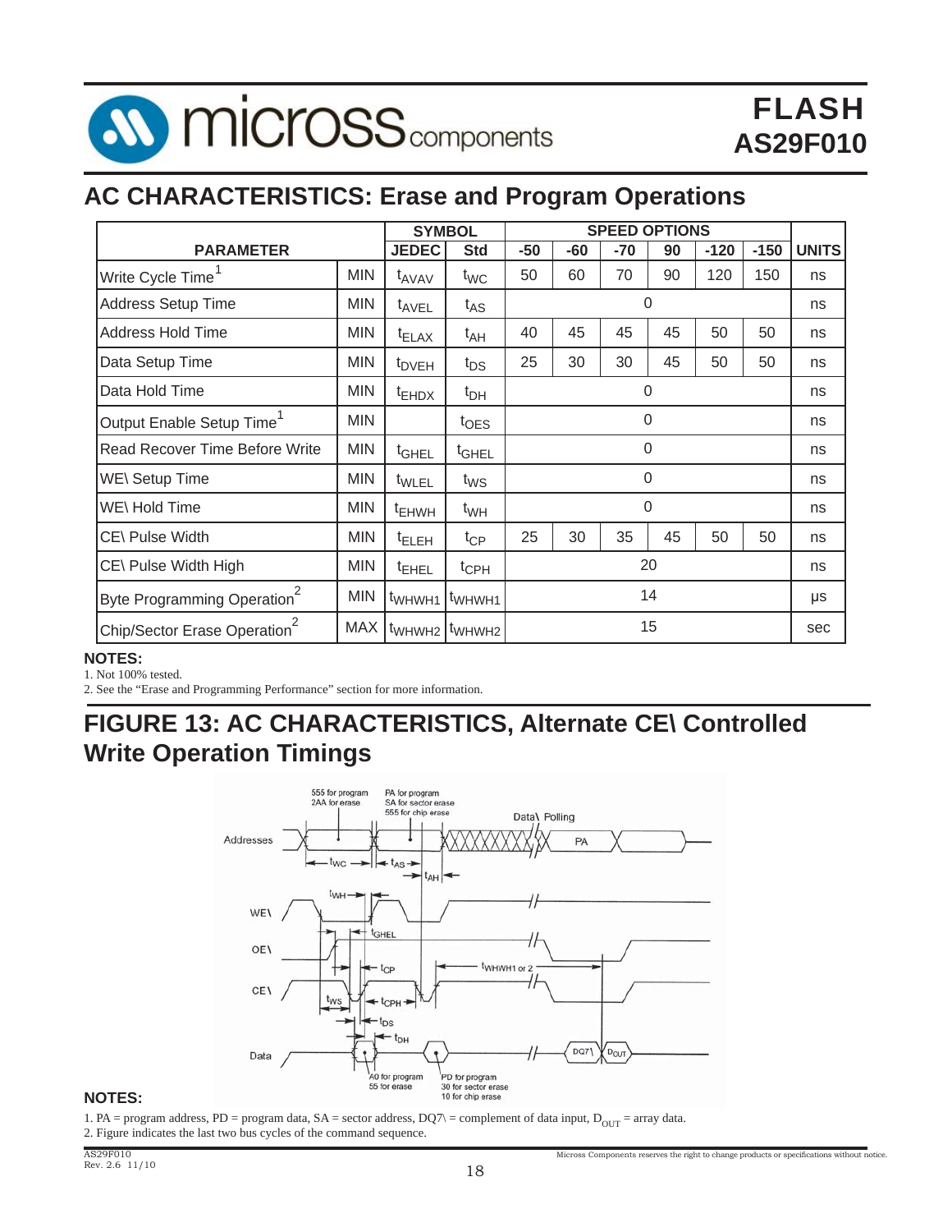# AC CHARACTERISTICS: Erase and Program Operations

| PARAMETER | | SYMBOL | | SPEED OPTIONS | | | | | | UNITS |
|---|---|---|---|---|---|---|---|---|---|---|
| | | JEDEC | Std | -50 | -60 | -70 | 90 | -120 | -150 | |
| Write Cycle Time[1] | MIN | $t_{AVAV}$ | $t_{WC}$ | 50 | 60 | 70 | 90 | 120 | 150 | ns |
| Address Setup Time | MIN | $t_{AVEL}$ | $t_{AS}$ | 0 | | | | | | ns |
| Address Hold Time | MIN | $t_{ELAX}$ | $t_{AH}$ | 40 | 45 | 45 | 45 | 50 | 50 | ns |
| Data Setup Time | MIN | $t_{DVEH}$ | $t_{DS}$ | 25 | 30 | 30 | 45 | 50 | 50 | ns |
| Data Hold Time | MIN | $t_{EHDX}$ | $t_{DH}$ | 0 | | | | | | ns |
| Output Enable Setup Time[1] | MIN | | $t_{OES}$ | 0 | | | | | | ns |
| Read Recover Time Before Write | MIN | $t_{GHEL}$ | $t_{GHEL}$ | 0 | | | | | | ns |
| WE\ Setup Time | MIN | $t_{WLEL}$ | $t_{WS}$ | 0 | | | | | | ns |
| WE\ Hold Time | MIN | $t_{EHWH}$ | $t_{WH}$ | 0 | | | | | | ns |
| CE\ Pulse Width | MIN | $t_{ELEH}$ | $t_{CP}$ | 25 | 30 | 35 | 45 | 50 | 50 | ns |
| CE\ Pulse Width High | MIN | $t_{EHEL}$ | $t_{CPH}$ | 20 | | | | | | ns |
| Byte Programming Operation[2] | MIN | $t_{WHWH1}$ | $t_{WHWH1}$ | 14 | | | | | | µs |
| Chip/Sector Erase Operation[2] | MAX | $t_{WHWH2}$ | $t_{WHWH2}$ | 15 | | | | | | sec |

**NOTES:**

1. Not 100% tested.
2. See the "Erase and Programming Performance" section for more information.

# FIGURE 13: AC CHARACTERISTICS, Alternate CE\ Controlled Write Operation Timings

**NOTES:**

1. PA = program address, PD = program data, SA = sector address, DQ7\ = complement of data input, $D_{OUT}$ = array data.
2. Figure indicates the last two bus cycles of the command sequence.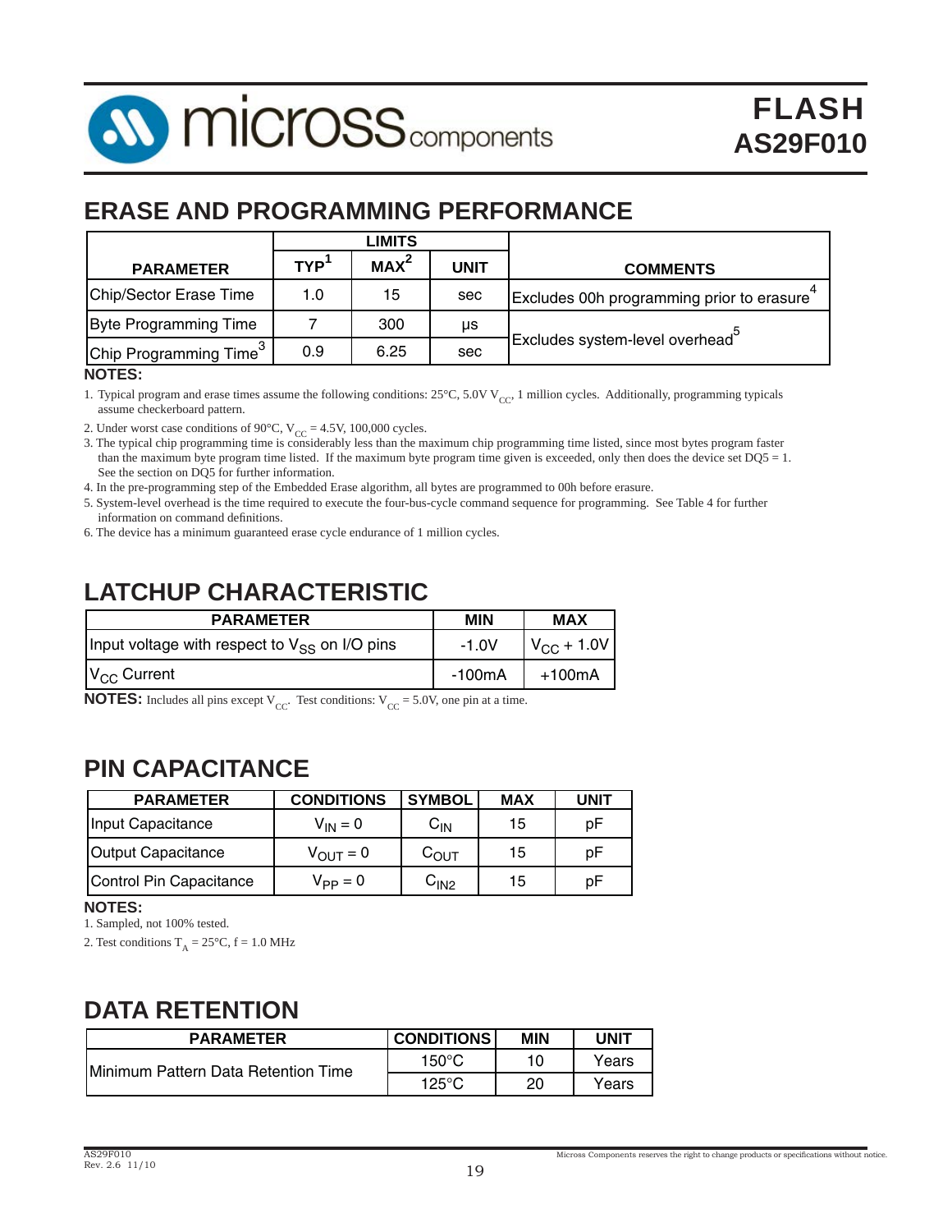## ERASE AND PROGRAMMING PERFORMANCE

| PARAMETER | LIMITS | | | COMMENTS |
|---|---|---|---|---|
| | TYP[1] | MAX[2] | UNIT | |
| Chip/Sector Erase Time | 1.0 | 15 | sec | Excludes 00h programming prior to erasure[4] |
| Byte Programming Time | 7 | 300 | µs | Excludes system-level overhead[5] |
| Chip Programming Time[3] | 0.9 | 6.25 | sec | |

**NOTES:**

1. Typical program and erase times assume the following conditions: 25°C, 5.0V $V_{CC}$, 1 million cycles. Additionally, programming typicals assume checkerboard pattern.
2. Under worst case conditions of 90°C, $V_{CC}$ = 4.5V, 100,000 cycles.
3. The typical chip programming time is considerably less than the maximum chip programming time listed, since most bytes program faster than the maximum byte program time listed. If the maximum byte program time given is exceeded, only then does the device set DQ5 = 1. See the section on DQ5 for further information.
4. In the pre-programming step of the Embedded Erase algorithm, all bytes are programmed to 00h before erasure.
5. System-level overhead is the time required to execute the four-bus-cycle command sequence for programming. See Table 4 for further information on command definitions.
6. The device has a minimum guaranteed erase cycle endurance of 1 million cycles.

## LATCHUP CHARACTERISTIC

| PARAMETER | MIN | MAX |
|---|---|---|
| Input voltage with respect to $V_{SS}$ on I/O pins | -1.0V | $V_{CC}$ + 1.0V |
| $V_{CC}$ Current | -100mA | +100mA |

**NOTES:** Includes all pins except $V_{CC}$. Test conditions: $V_{CC}$ = 5.0V, one pin at a time.

## PIN CAPACITANCE

| PARAMETER | CONDITIONS | SYMBOL | MAX | UNIT |
|---|---|---|---|---|
| Input Capacitance | $V_{IN} = 0$ | $C_{IN}$ | 15 | pF |
| Output Capacitance | $V_{OUT} = 0$ | $C_{OUT}$ | 15 | pF |
| Control Pin Capacitance | $V_{PP} = 0$ | $C_{IN2}$ | 15 | pF |

**NOTES:**

1. Sampled, not 100% tested.
2. Test conditions $T_A$ = 25°C, f = 1.0 MHz

## DATA RETENTION

| PARAMETER | CONDITIONS | MIN | UNIT |
|---|---|---|---|
| Minimum Pattern Data Retention Time | 150°C | 10 | Years |
| | 125°C | 20 | Years |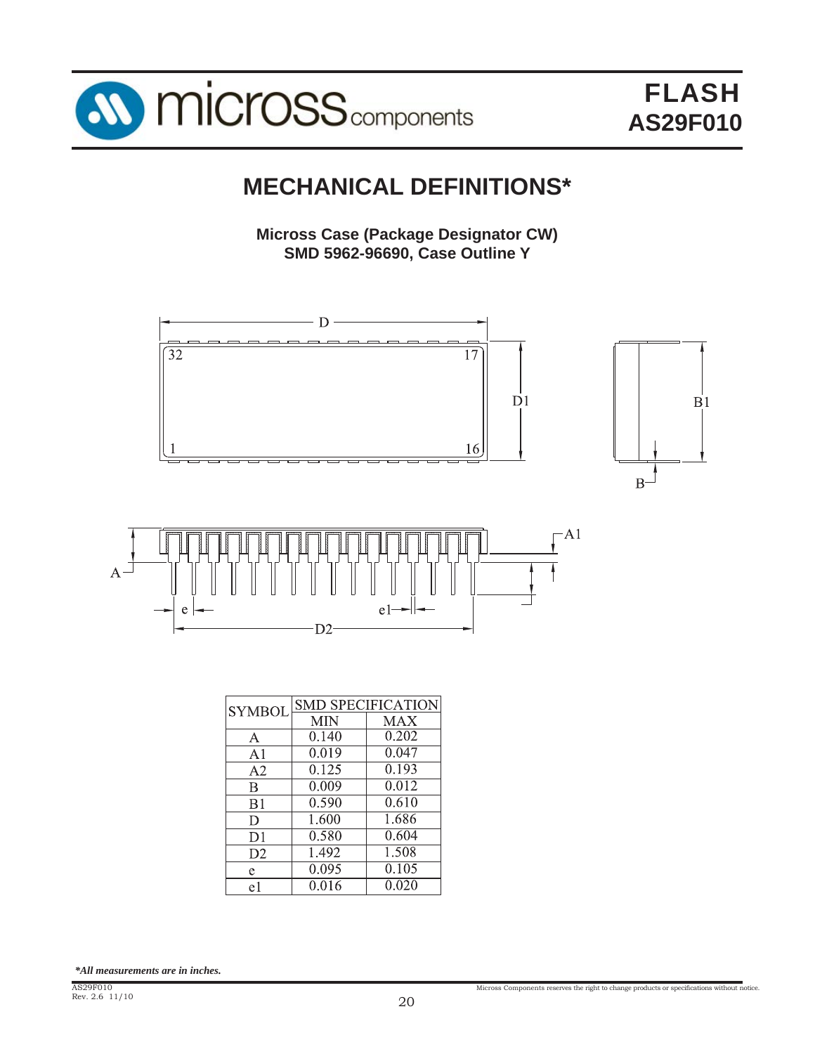# MECHANICAL DEFINITIONS*

**Micross Case (Package Designator CW)**
**SMD 5962-96690, Case Outline Y**

| SYMBOL | SMD SPECIFICATION | |
|---|---|---|
| | MIN | MAX |
| A | 0.140 | 0.202 |
| A1 | 0.019 | 0.047 |
| A2 | 0.125 | 0.193 |
| B | 0.009 | 0.012 |
| B1 | 0.590 | 0.610 |
| D | 1.600 | 1.686 |
| D1 | 0.580 | 0.604 |
| D2 | 1.492 | 1.508 |
| e | 0.095 | 0.105 |
| e1 | 0.016 | 0.020 |

***All measurements are in inches.***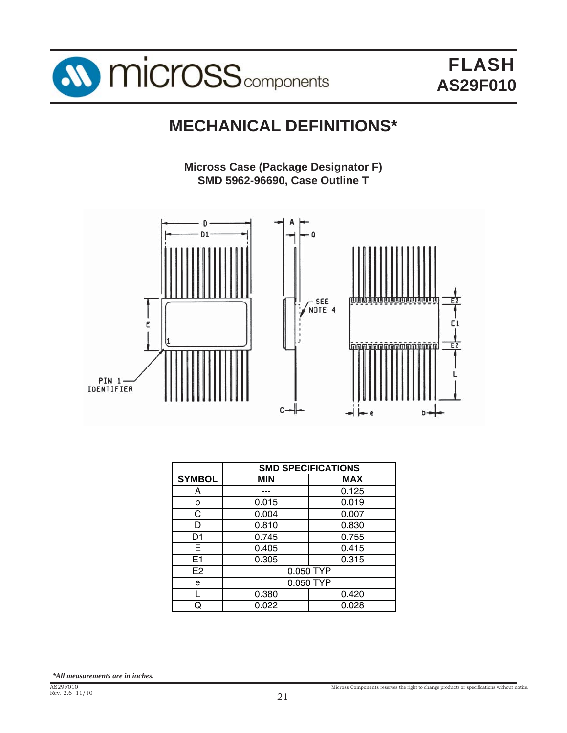# MECHANICAL DEFINITIONS*

**Micross Case (Package Designator F)**
**SMD 5962-96690, Case Outline T**

| SYMBOL | SMD SPECIFICATIONS | |
|---|---|---|
| | MIN | MAX |
| A | --- | 0.125 |
| b | 0.015 | 0.019 |
| C | 0.004 | 0.007 |
| D | 0.810 | 0.830 |
| D1 | 0.745 | 0.755 |
| E | 0.405 | 0.415 |
| E1 | 0.305 | 0.315 |
| E2 | 0.050 TYP | |
| e | 0.050 TYP | |
| L | 0.380 | 0.420 |
| Q | 0.022 | 0.028 |

****All measurements are in inches.***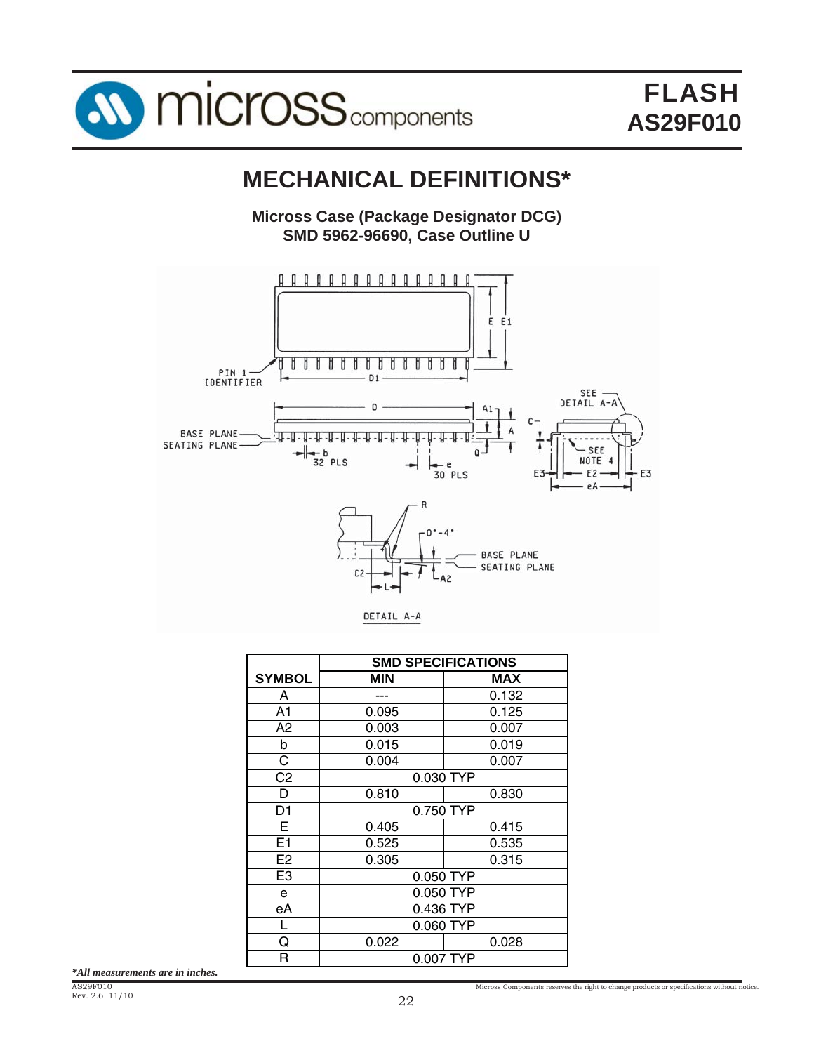# MECHANICAL DEFINITIONS*

**Micross Case (Package Designator DCG)**
**SMD 5962-96690, Case Outline U**

| SYMBOL | SMD SPECIFICATIONS | |
|---|---|---|
| | MIN | MAX |
| A | --- | 0.132 |
| A1 | 0.095 | 0.125 |
| A2 | 0.003 | 0.007 |
| b | 0.015 | 0.019 |
| C | 0.004 | 0.007 |
| C2 | 0.030 TYP | |
| D | 0.810 | 0.830 |
| D1 | 0.750 TYP | |
| E | 0.405 | 0.415 |
| E1 | 0.525 | 0.535 |
| E2 | 0.305 | 0.315 |
| E3 | 0.050 TYP | |
| e | 0.050 TYP | |
| eA | 0.436 TYP | |
| L | 0.060 TYP | |
| Q | 0.022 | 0.028 |
| R | 0.007 TYP | |

***All measurements are in inches.***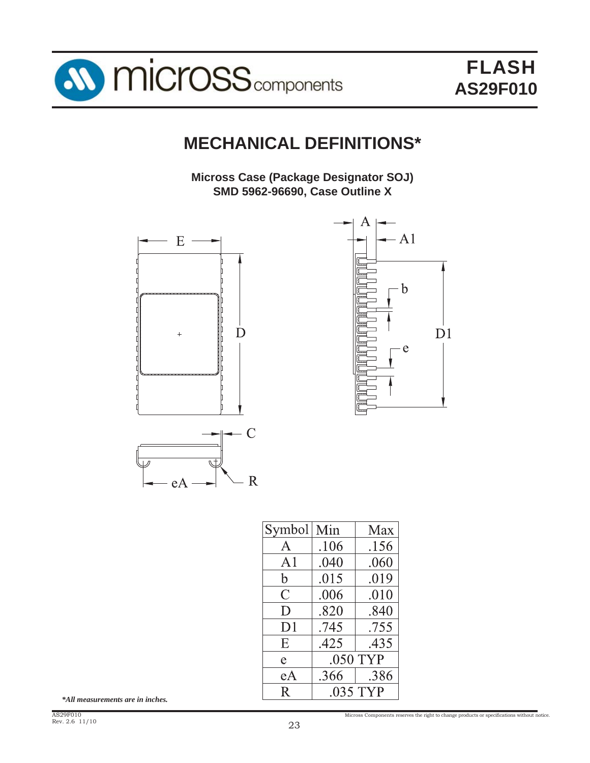# MECHANICAL DEFINITIONS*

**Micross Case (Package Designator SOJ)**
**SMD 5962-96690, Case Outline X**

| Symbol | Min | Max |
|---|---|---|
| A | .106 | .156 |
| A1 | .040 | .060 |
| b | .015 | .019 |
| C | .006 | .010 |
| D | .820 | .840 |
| D1 | .745 | .755 |
| E | .425 | .435 |
| e | .050 TYP | |
| eA | .366 | .386 |
| R | .035 TYP | |

***All measurements are in inches.***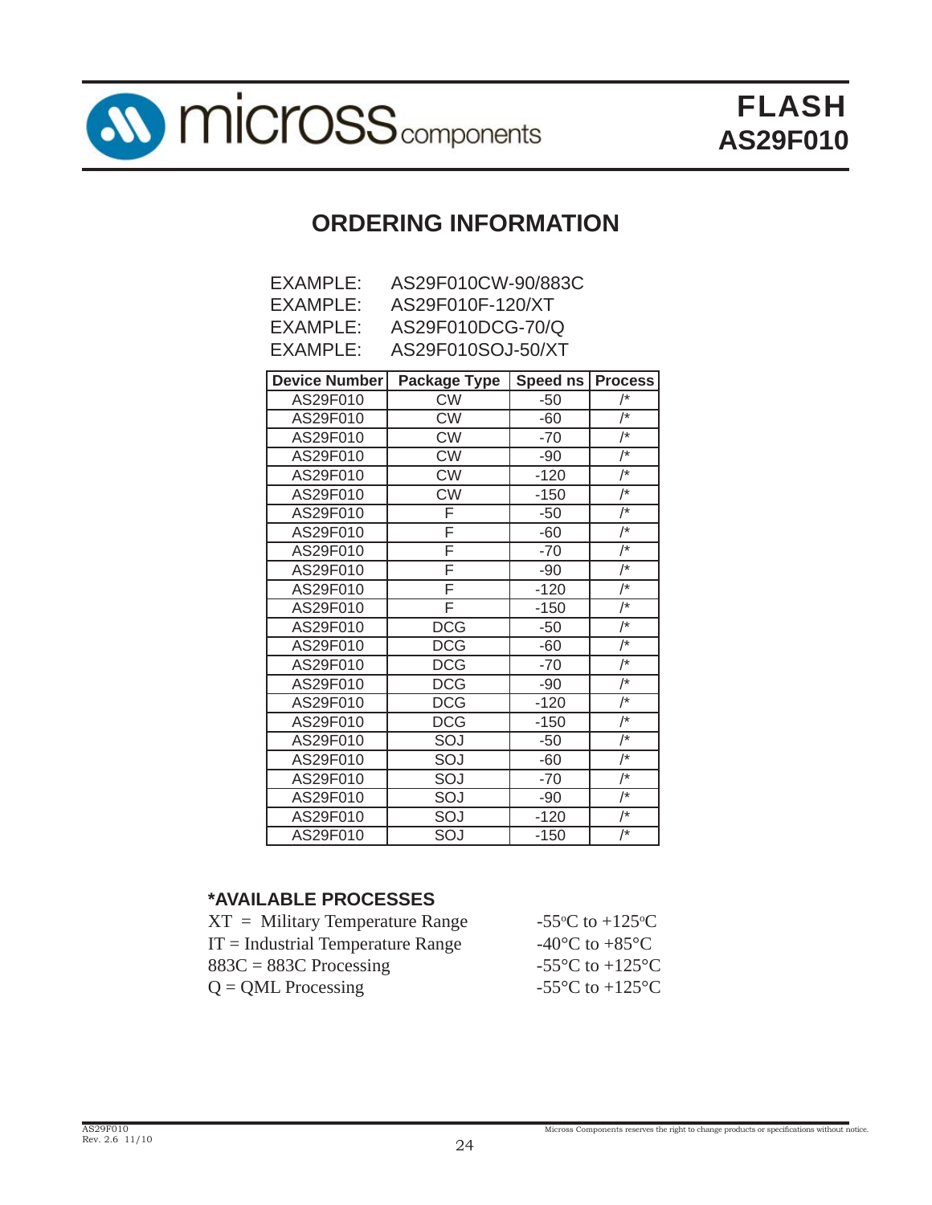## ORDERING INFORMATION

EXAMPLE: AS29F010CW-90/883C
EXAMPLE: AS29F010F-120/XT
EXAMPLE: AS29F010DCG-70/Q
EXAMPLE: AS29F010SOJ-50/XT

| Device Number | Package Type | Speed ns | Process |
|---|---|---|---|
| AS29F010 | CW | -50 | /* |
| AS29F010 | CW | -60 | /* |
| AS29F010 | CW | -70 | /* |
| AS29F010 | CW | -90 | /* |
| AS29F010 | CW | -120 | /* |
| AS29F010 | CW | -150 | /* |
| AS29F010 | F | -50 | /* |
| AS29F010 | F | -60 | /* |
| AS29F010 | F | -70 | /* |
| AS29F010 | F | -90 | /* |
| AS29F010 | F | -120 | /* |
| AS29F010 | F | -150 | /* |
| AS29F010 | DCG | -50 | /* |
| AS29F010 | DCG | -60 | /* |
| AS29F010 | DCG | -70 | /* |
| AS29F010 | DCG | -90 | /* |
| AS29F010 | DCG | -120 | /* |
| AS29F010 | DCG | -150 | /* |
| AS29F010 | SOJ | -50 | /* |
| AS29F010 | SOJ | -60 | /* |
| AS29F010 | SOJ | -70 | /* |
| AS29F010 | SOJ | -90 | /* |
| AS29F010 | SOJ | -120 | /* |
| AS29F010 | SOJ | -150 | /* |

### *AVAILABLE PROCESSES

XT = Military Temperature Range -55°C to +125°C
IT = Industrial Temperature Range -40°C to +85°C
883C = 883C Processing -55°C to +125°C
Q = QML Processing -55°C to +125°C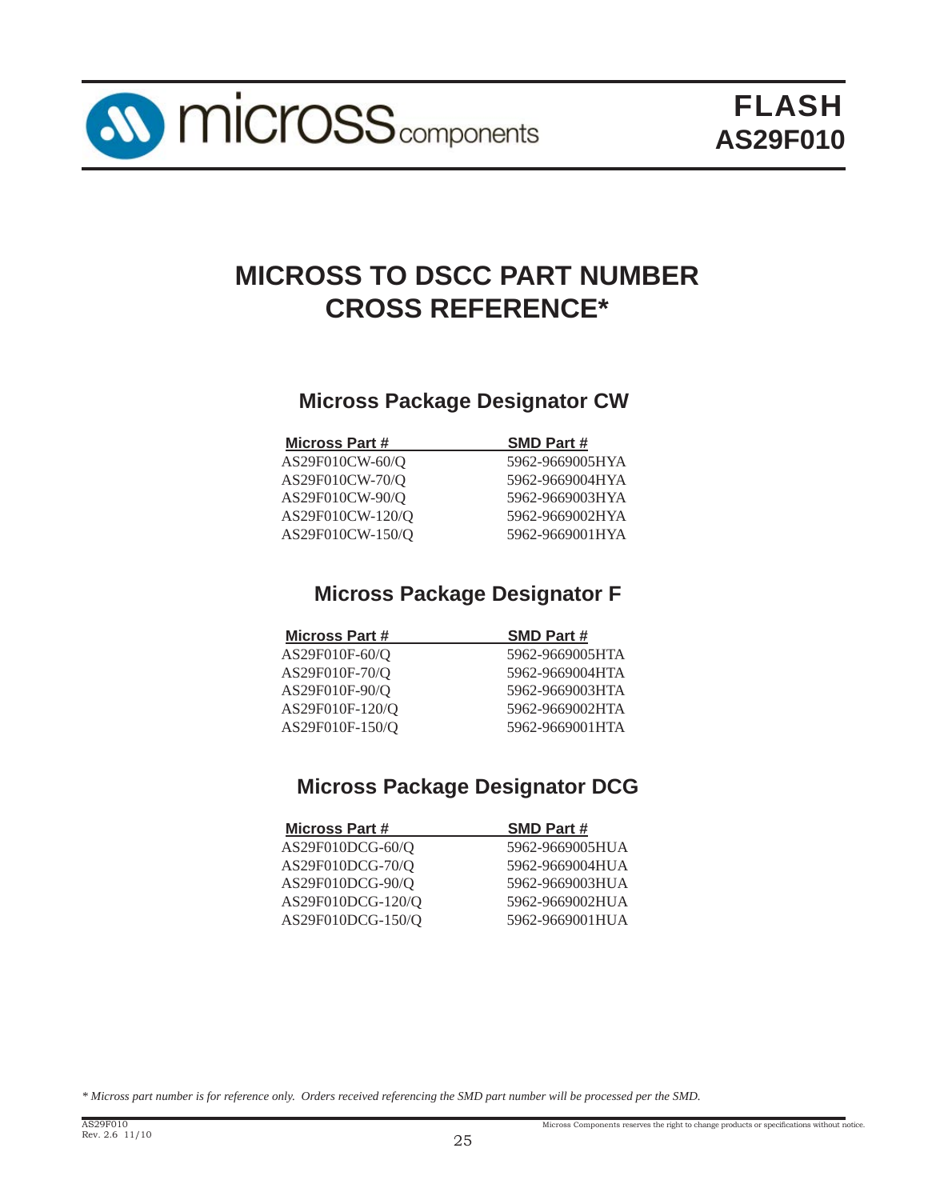# MICROSS TO DSCC PART NUMBER CROSS REFERENCE*

## Micross Package Designator CW

| Micross Part # | SMD Part # |
|---|---|
| AS29F010CW-60/Q | 5962-9669005HYA |
| AS29F010CW-70/Q | 5962-9669004HYA |
| AS29F010CW-90/Q | 5962-9669003HYA |
| AS29F010CW-120/Q | 5962-9669002HYA |
| AS29F010CW-150/Q | 5962-9669001HYA |

## Micross Package Designator F

| Micross Part # | SMD Part # |
|---|---|
| AS29F010F-60/Q | 5962-9669005HTA |
| AS29F010F-70/Q | 5962-9669004HTA |
| AS29F010F-90/Q | 5962-9669003HTA |
| AS29F010F-120/Q | 5962-9669002HTA |
| AS29F010F-150/Q | 5962-9669001HTA |

## Micross Package Designator DCG

| Micross Part # | SMD Part # |
|---|---|
| AS29F010DCG-60/Q | 5962-9669005HUA |
| AS29F010DCG-70/Q | 5962-9669004HUA |
| AS29F010DCG-90/Q | 5962-9669003HUA |
| AS29F010DCG-120/Q | 5962-9669002HUA |
| AS29F010DCG-150/Q | 5962-9669001HUA |

*\* Micross part number is for reference only. Orders received referencing the SMD part number will be processed per the SMD.*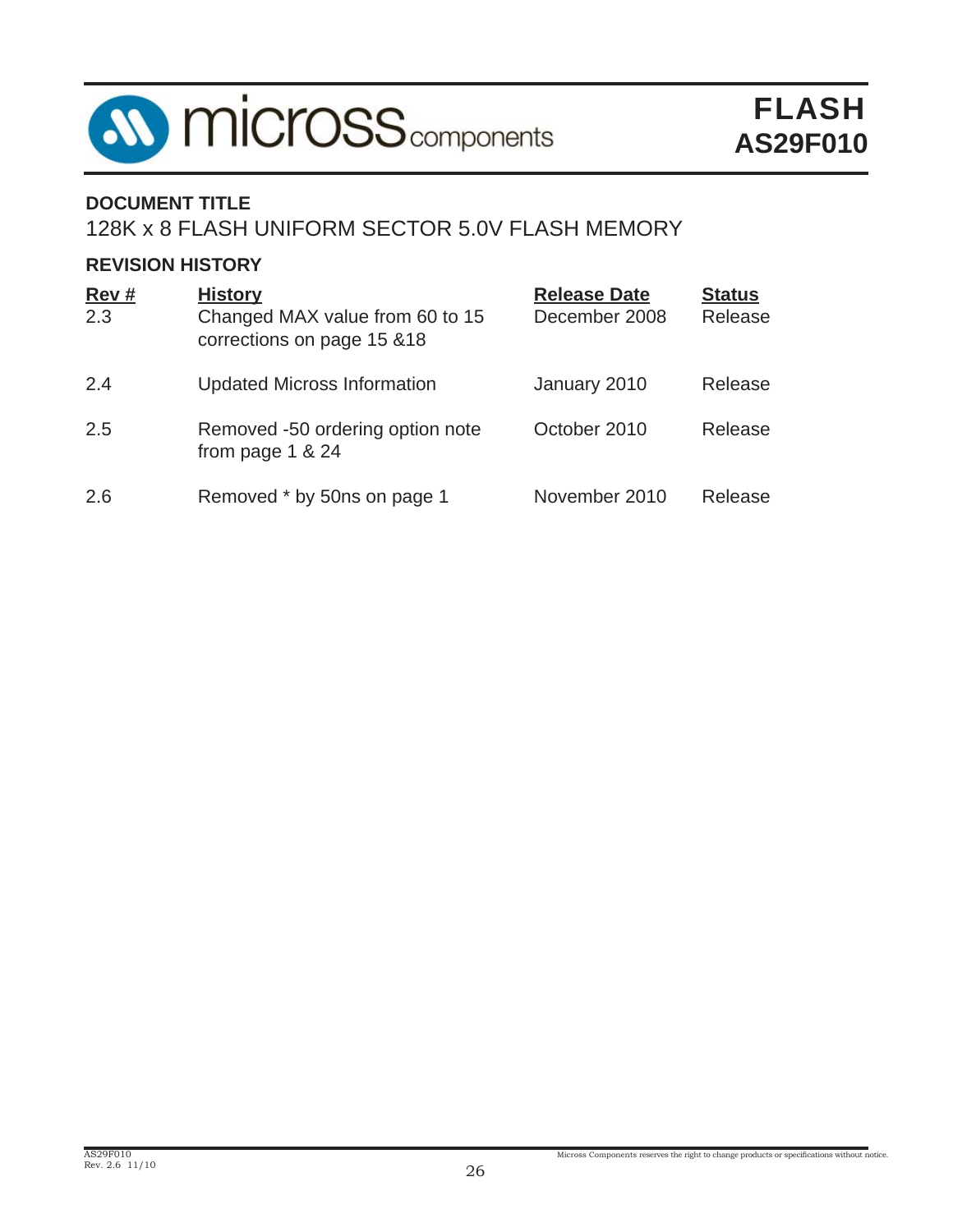**DOCUMENT TITLE**

128K x 8 FLASH UNIFORM SECTOR 5.0V FLASH MEMORY

**REVISION HISTORY**

| Rev # | History | Release Date | Status |
|---|---|---|---|
| 2.3 | Changed MAX value from 60 to 15 corrections on page 15 &18 | December 2008 | Release |
| 2.4 | Updated Micross Information | January 2010 | Release |
| 2.5 | Removed -50 ordering option note from page 1 & 24 | October 2010 | Release |
| 2.6 | Removed * by 50ns on page 1 | November 2010 | Release |